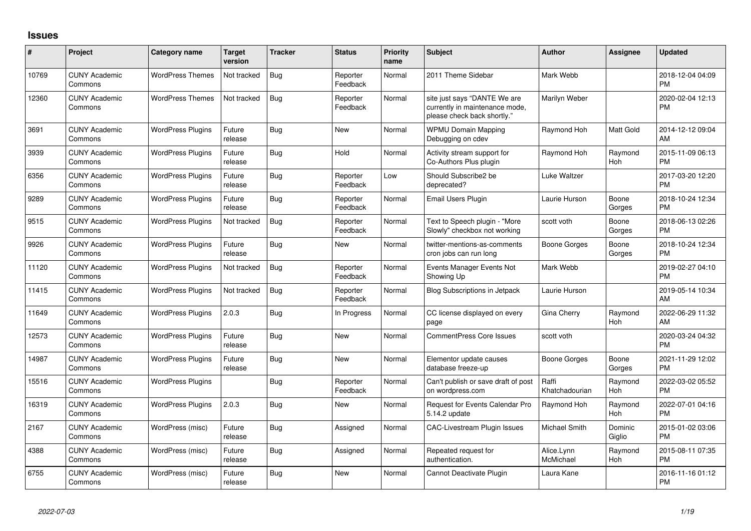## Issues

| # | Project | Category name | Target version | Tracker | Status | Priority name | Subject | Author | Assignee | Updated |
|---|---|---|---|---|---|---|---|---|---|---|
| 10769 | CUNY Academic Commons | WordPress Themes | Not tracked | Bug | Reporter Feedback | Normal | 2011 Theme Sidebar | Mark Webb | | 2018-12-04 04:09 PM |
| 12360 | CUNY Academic Commons | WordPress Themes | Not tracked | Bug | Reporter Feedback | Normal | site just says "DANTE We are currently in maintenance mode, please check back shortly." | Marilyn Weber | | 2020-02-04 12:13 PM |
| 3691 | CUNY Academic Commons | WordPress Plugins | Future release | Bug | New | Normal | WPMU Domain Mapping Debugging on cdev | Raymond Hoh | Matt Gold | 2014-12-12 09:04 AM |
| 3939 | CUNY Academic Commons | WordPress Plugins | Future release | Bug | Hold | Normal | Activity stream support for Co-Authors Plus plugin | Raymond Hoh | Raymond Hoh | 2015-11-09 06:13 PM |
| 6356 | CUNY Academic Commons | WordPress Plugins | Future release | Bug | Reporter Feedback | Low | Should Subscribe2 be deprecated? | Luke Waltzer | | 2017-03-20 12:20 PM |
| 9289 | CUNY Academic Commons | WordPress Plugins | Future release | Bug | Reporter Feedback | Normal | Email Users Plugin | Laurie Hurson | Boone Gorges | 2018-10-24 12:34 PM |
| 9515 | CUNY Academic Commons | WordPress Plugins | Not tracked | Bug | Reporter Feedback | Normal | Text to Speech plugin - "More Slowly" checkbox not working | scott voth | Boone Gorges | 2018-06-13 02:26 PM |
| 9926 | CUNY Academic Commons | WordPress Plugins | Future release | Bug | New | Normal | twitter-mentions-as-comments cron jobs can run long | Boone Gorges | Boone Gorges | 2018-10-24 12:34 PM |
| 11120 | CUNY Academic Commons | WordPress Plugins | Not tracked | Bug | Reporter Feedback | Normal | Events Manager Events Not Showing Up | Mark Webb | | 2019-02-27 04:10 PM |
| 11415 | CUNY Academic Commons | WordPress Plugins | Not tracked | Bug | Reporter Feedback | Normal | Blog Subscriptions in Jetpack | Laurie Hurson | | 2019-05-14 10:34 AM |
| 11649 | CUNY Academic Commons | WordPress Plugins | 2.0.3 | Bug | In Progress | Normal | CC license displayed on every page | Gina Cherry | Raymond Hoh | 2022-06-29 11:32 AM |
| 12573 | CUNY Academic Commons | WordPress Plugins | Future release | Bug | New | Normal | CommentPress Core Issues | scott voth | | 2020-03-24 04:32 PM |
| 14987 | CUNY Academic Commons | WordPress Plugins | Future release | Bug | New | Normal | Elementor update causes database freeze-up | Boone Gorges | Boone Gorges | 2021-11-29 12:02 PM |
| 15516 | CUNY Academic Commons | WordPress Plugins | | Bug | Reporter Feedback | Normal | Can't publish or save draft of post on wordpress.com | Raffi Khatchadourian | Raymond Hoh | 2022-03-02 05:52 PM |
| 16319 | CUNY Academic Commons | WordPress Plugins | 2.0.3 | Bug | New | Normal | Request for Events Calendar Pro 5.14.2 update | Raymond Hoh | Raymond Hoh | 2022-07-01 04:16 PM |
| 2167 | CUNY Academic Commons | WordPress (misc) | Future release | Bug | Assigned | Normal | CAC-Livestream Plugin Issues | Michael Smith | Dominic Giglio | 2015-01-02 03:06 PM |
| 4388 | CUNY Academic Commons | WordPress (misc) | Future release | Bug | Assigned | Normal | Repeated request for authentication. | Alice.Lynn McMichael | Raymond Hoh | 2015-08-11 07:35 PM |
| 6755 | CUNY Academic Commons | WordPress (misc) | Future release | Bug | New | Normal | Cannot Deactivate Plugin | Laura Kane | | 2016-11-16 01:12 PM |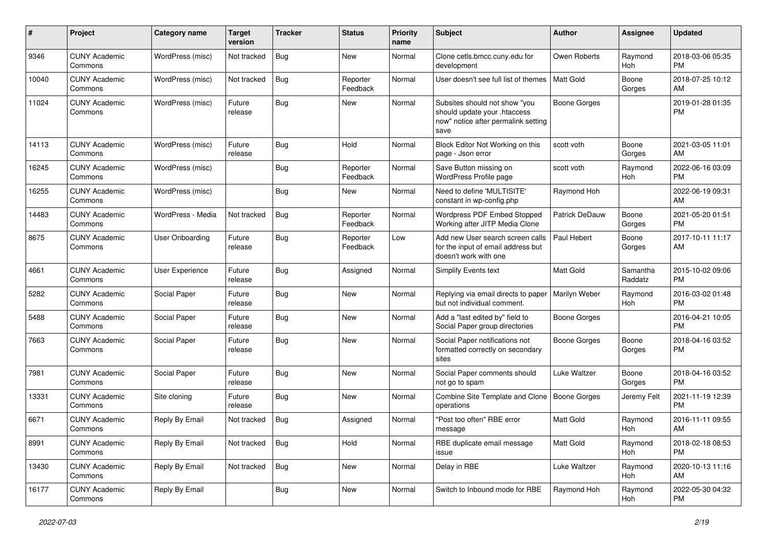| # | Project | Category name | Target version | Tracker | Status | Priority name | Subject | Author | Assignee | Updated |
|---|---|---|---|---|---|---|---|---|---|---|
| 9346 | CUNY Academic Commons | WordPress (misc) | Not tracked | Bug | New | Normal | Clone cetls.bmcc.cuny.edu for development | Owen Roberts | Raymond Hoh | 2018-03-06 05:35 PM |
| 10040 | CUNY Academic Commons | WordPress (misc) | Not tracked | Bug | Reporter Feedback | Normal | User doesn't see full list of themes | Matt Gold | Boone Gorges | 2018-07-25 10:12 AM |
| 11024 | CUNY Academic Commons | WordPress (misc) | Future release | Bug | New | Normal | Subsites should not show "you should update your .htaccess now" notice after permalink setting save | Boone Gorges | | 2019-01-28 01:35 PM |
| 14113 | CUNY Academic Commons | WordPress (misc) | Future release | Bug | Hold | Normal | Block Editor Not Working on this page - Json error | scott voth | Boone Gorges | 2021-03-05 11:01 AM |
| 16245 | CUNY Academic Commons | WordPress (misc) | | Bug | Reporter Feedback | Normal | Save Button missing on WordPress Profile page | scott voth | Raymond Hoh | 2022-06-16 03:09 PM |
| 16255 | CUNY Academic Commons | WordPress (misc) | | Bug | New | Normal | Need to define 'MULTISITE' constant in wp-config.php | Raymond Hoh | | 2022-06-19 09:31 AM |
| 14483 | CUNY Academic Commons | WordPress - Media | Not tracked | Bug | Reporter Feedback | Normal | Wordpress PDF Embed Stopped Working after JITP Media Clone | Patrick DeDauw | Boone Gorges | 2021-05-20 01:51 PM |
| 8675 | CUNY Academic Commons | User Onboarding | Future release | Bug | Reporter Feedback | Low | Add new User search screen calls for the input of email address but doesn't work with one | Paul Hebert | Boone Gorges | 2017-10-11 11:17 AM |
| 4661 | CUNY Academic Commons | User Experience | Future release | Bug | Assigned | Normal | Simplify Events text | Matt Gold | Samantha Raddatz | 2015-10-02 09:06 PM |
| 5282 | CUNY Academic Commons | Social Paper | Future release | Bug | New | Normal | Replying via email directs to paper but not individual comment. | Marilyn Weber | Raymond Hoh | 2016-03-02 01:48 PM |
| 5488 | CUNY Academic Commons | Social Paper | Future release | Bug | New | Normal | Add a "last edited by" field to Social Paper group directories | Boone Gorges | | 2016-04-21 10:05 PM |
| 7663 | CUNY Academic Commons | Social Paper | Future release | Bug | New | Normal | Social Paper notifications not formatted correctly on secondary sites | Boone Gorges | Boone Gorges | 2018-04-16 03:52 PM |
| 7981 | CUNY Academic Commons | Social Paper | Future release | Bug | New | Normal | Social Paper comments should not go to spam | Luke Waltzer | Boone Gorges | 2018-04-16 03:52 PM |
| 13331 | CUNY Academic Commons | Site cloning | Future release | Bug | New | Normal | Combine Site Template and Clone operations | Boone Gorges | Jeremy Felt | 2021-11-19 12:39 PM |
| 6671 | CUNY Academic Commons | Reply By Email | Not tracked | Bug | Assigned | Normal | "Post too often" RBE error message | Matt Gold | Raymond Hoh | 2016-11-11 09:55 AM |
| 8991 | CUNY Academic Commons | Reply By Email | Not tracked | Bug | Hold | Normal | RBE duplicate email message issue | Matt Gold | Raymond Hoh | 2018-02-18 08:53 PM |
| 13430 | CUNY Academic Commons | Reply By Email | Not tracked | Bug | New | Normal | Delay in RBE | Luke Waltzer | Raymond Hoh | 2020-10-13 11:16 AM |
| 16177 | CUNY Academic Commons | Reply By Email | | Bug | New | Normal | Switch to Inbound mode for RBE | Raymond Hoh | Raymond Hoh | 2022-05-30 04:32 PM |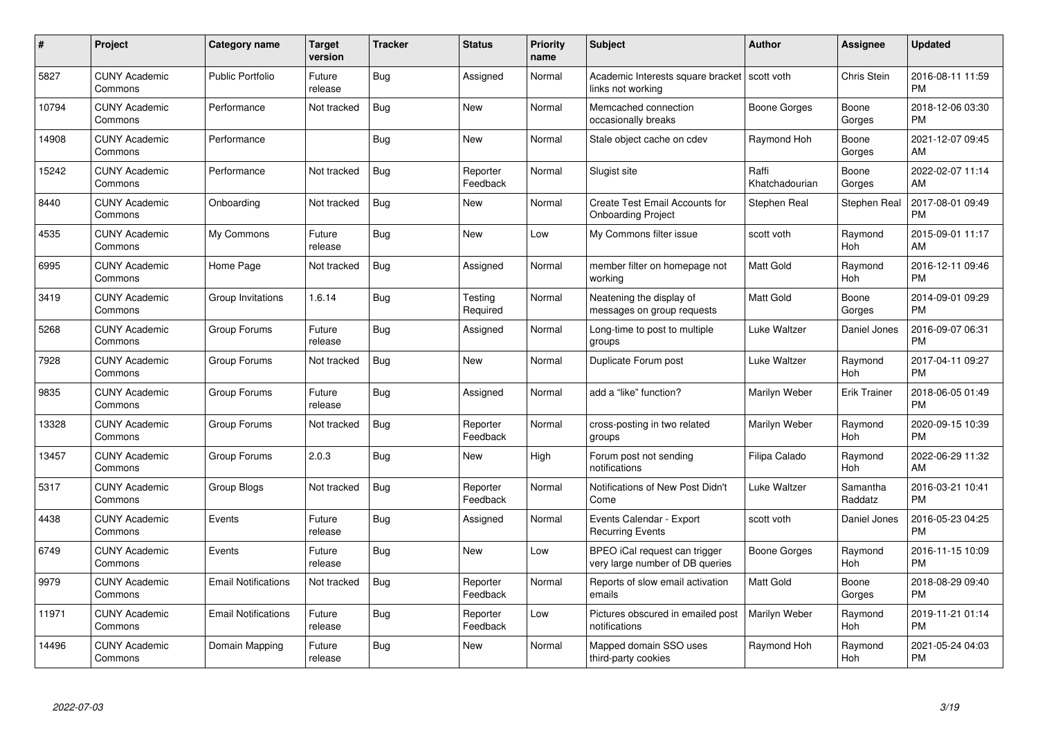| # | Project | Category name | Target version | Tracker | Status | Priority name | Subject | Author | Assignee | Updated |
|---|---|---|---|---|---|---|---|---|---|---|
| 5827 | CUNY Academic Commons | Public Portfolio | Future release | Bug | Assigned | Normal | Academic Interests square bracket links not working | scott voth | Chris Stein | 2016-08-11 11:59 PM |
| 10794 | CUNY Academic Commons | Performance | Not tracked | Bug | New | Normal | Memcached connection occasionally breaks | Boone Gorges | Boone Gorges | 2018-12-06 03:30 PM |
| 14908 | CUNY Academic Commons | Performance | | Bug | New | Normal | Stale object cache on cdev | Raymond Hoh | Boone Gorges | 2021-12-07 09:45 AM |
| 15242 | CUNY Academic Commons | Performance | Not tracked | Bug | Reporter Feedback | Normal | Slugist site | Raffi Khatchadourian | Boone Gorges | 2022-02-07 11:14 AM |
| 8440 | CUNY Academic Commons | Onboarding | Not tracked | Bug | New | Normal | Create Test Email Accounts for Onboarding Project | Stephen Real | Stephen Real | 2017-08-01 09:49 PM |
| 4535 | CUNY Academic Commons | My Commons | Future release | Bug | New | Low | My Commons filter issue | scott voth | Raymond Hoh | 2015-09-01 11:17 AM |
| 6995 | CUNY Academic Commons | Home Page | Not tracked | Bug | Assigned | Normal | member filter on homepage not working | Matt Gold | Raymond Hoh | 2016-12-11 09:46 PM |
| 3419 | CUNY Academic Commons | Group Invitations | 1.6.14 | Bug | Testing Required | Normal | Neatening the display of messages on group requests | Matt Gold | Boone Gorges | 2014-09-01 09:29 PM |
| 5268 | CUNY Academic Commons | Group Forums | Future release | Bug | Assigned | Normal | Long-time to post to multiple groups | Luke Waltzer | Daniel Jones | 2016-09-07 06:31 PM |
| 7928 | CUNY Academic Commons | Group Forums | Not tracked | Bug | New | Normal | Duplicate Forum post | Luke Waltzer | Raymond Hoh | 2017-04-11 09:27 PM |
| 9835 | CUNY Academic Commons | Group Forums | Future release | Bug | Assigned | Normal | add a "like" function? | Marilyn Weber | Erik Trainer | 2018-06-05 01:49 PM |
| 13328 | CUNY Academic Commons | Group Forums | Not tracked | Bug | Reporter Feedback | Normal | cross-posting in two related groups | Marilyn Weber | Raymond Hoh | 2020-09-15 10:39 PM |
| 13457 | CUNY Academic Commons | Group Forums | 2.0.3 | Bug | New | High | Forum post not sending notifications | Filipa Calado | Raymond Hoh | 2022-06-29 11:32 AM |
| 5317 | CUNY Academic Commons | Group Blogs | Not tracked | Bug | Reporter Feedback | Normal | Notifications of New Post Didn't Come | Luke Waltzer | Samantha Raddatz | 2016-03-21 10:41 PM |
| 4438 | CUNY Academic Commons | Events | Future release | Bug | Assigned | Normal | Events Calendar - Export Recurring Events | scott voth | Daniel Jones | 2016-05-23 04:25 PM |
| 6749 | CUNY Academic Commons | Events | Future release | Bug | New | Low | BPEO iCal request can trigger very large number of DB queries | Boone Gorges | Raymond Hoh | 2016-11-15 10:09 PM |
| 9979 | CUNY Academic Commons | Email Notifications | Not tracked | Bug | Reporter Feedback | Normal | Reports of slow email activation emails | Matt Gold | Boone Gorges | 2018-08-29 09:40 PM |
| 11971 | CUNY Academic Commons | Email Notifications | Future release | Bug | Reporter Feedback | Low | Pictures obscured in emailed post notifications | Marilyn Weber | Raymond Hoh | 2019-11-21 01:14 PM |
| 14496 | CUNY Academic Commons | Domain Mapping | Future release | Bug | New | Normal | Mapped domain SSO uses third-party cookies | Raymond Hoh | Raymond Hoh | 2021-05-24 04:03 PM |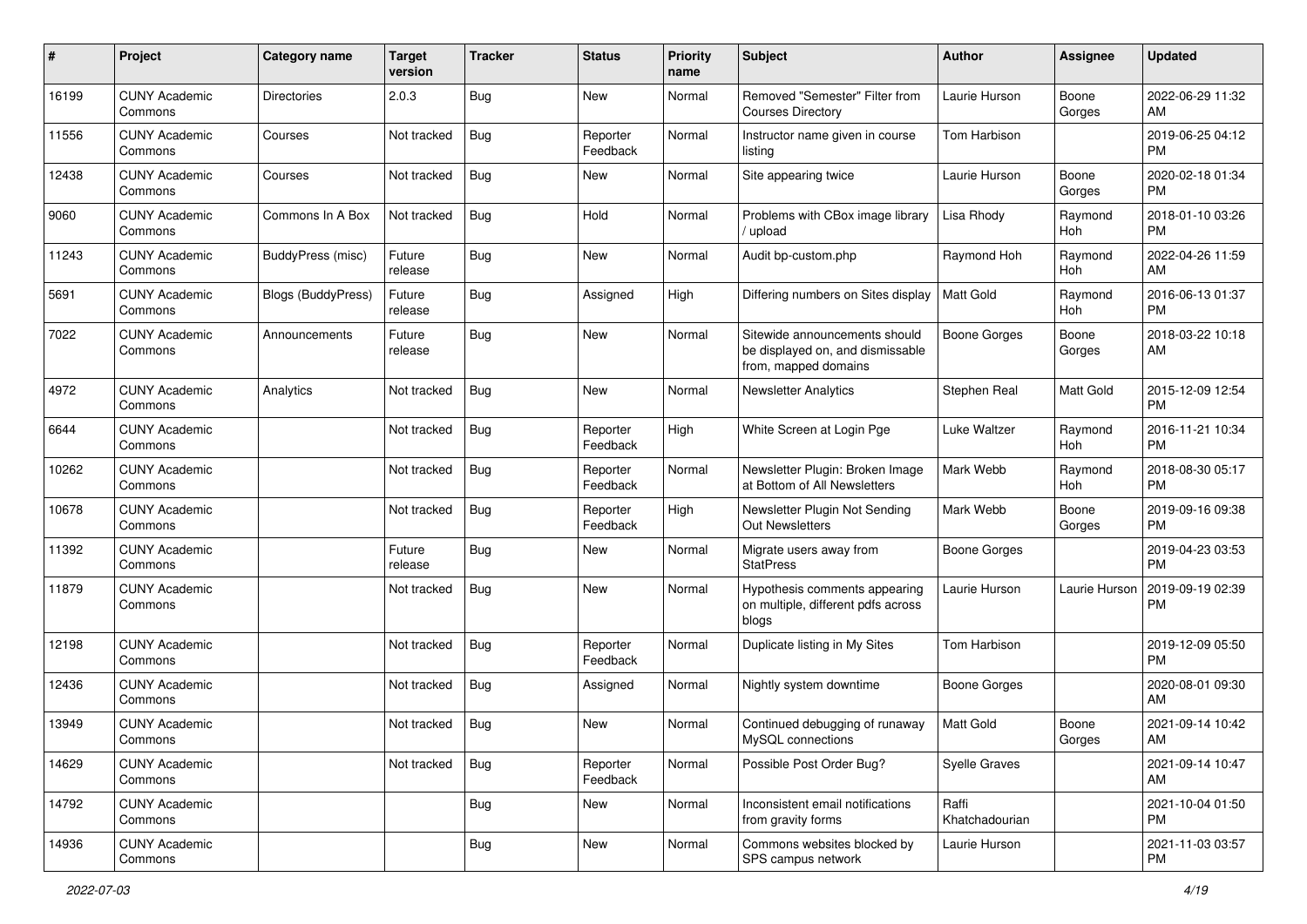| # | Project | Category name | Target version | Tracker | Status | Priority name | Subject | Author | Assignee | Updated |
|---|---|---|---|---|---|---|---|---|---|---|
| 16199 | CUNY Academic Commons | Directories | 2.0.3 | Bug | New | Normal | Removed "Semester" Filter from Courses Directory | Laurie Hurson | Boone Gorges | 2022-06-29 11:32 AM |
| 11556 | CUNY Academic Commons | Courses | Not tracked | Bug | Reporter Feedback | Normal | Instructor name given in course listing | Tom Harbison | | 2019-06-25 04:12 PM |
| 12438 | CUNY Academic Commons | Courses | Not tracked | Bug | New | Normal | Site appearing twice | Laurie Hurson | Boone Gorges | 2020-02-18 01:34 PM |
| 9060 | CUNY Academic Commons | Commons In A Box | Not tracked | Bug | Hold | Normal | Problems with CBox image library / upload | Lisa Rhody | Raymond Hoh | 2018-01-10 03:26 PM |
| 11243 | CUNY Academic Commons | BuddyPress (misc) | Future release | Bug | New | Normal | Audit bp-custom.php | Raymond Hoh | Raymond Hoh | 2022-04-26 11:59 AM |
| 5691 | CUNY Academic Commons | Blogs (BuddyPress) | Future release | Bug | Assigned | High | Differing numbers on Sites display | Matt Gold | Raymond Hoh | 2016-06-13 01:37 PM |
| 7022 | CUNY Academic Commons | Announcements | Future release | Bug | New | Normal | Sitewide announcements should be displayed on, and dismissable from, mapped domains | Boone Gorges | Boone Gorges | 2018-03-22 10:18 AM |
| 4972 | CUNY Academic Commons | Analytics | Not tracked | Bug | New | Normal | Newsletter Analytics | Stephen Real | Matt Gold | 2015-12-09 12:54 PM |
| 6644 | CUNY Academic Commons | | Not tracked | Bug | Reporter Feedback | High | White Screen at Login Pge | Luke Waltzer | Raymond Hoh | 2016-11-21 10:34 PM |
| 10262 | CUNY Academic Commons | | Not tracked | Bug | Reporter Feedback | Normal | Newsletter Plugin: Broken Image at Bottom of All Newsletters | Mark Webb | Raymond Hoh | 2018-08-30 05:17 PM |
| 10678 | CUNY Academic Commons | | Not tracked | Bug | Reporter Feedback | High | Newsletter Plugin Not Sending Out Newsletters | Mark Webb | Boone Gorges | 2019-09-16 09:38 PM |
| 11392 | CUNY Academic Commons | | Future release | Bug | New | Normal | Migrate users away from StatPress | Boone Gorges | | 2019-04-23 03:53 PM |
| 11879 | CUNY Academic Commons | | Not tracked | Bug | New | Normal | Hypothesis comments appearing on multiple, different pdfs across blogs | Laurie Hurson | Laurie Hurson | 2019-09-19 02:39 PM |
| 12198 | CUNY Academic Commons | | Not tracked | Bug | Reporter Feedback | Normal | Duplicate listing in My Sites | Tom Harbison | | 2019-12-09 05:50 PM |
| 12436 | CUNY Academic Commons | | Not tracked | Bug | Assigned | Normal | Nightly system downtime | Boone Gorges | | 2020-08-01 09:30 AM |
| 13949 | CUNY Academic Commons | | Not tracked | Bug | New | Normal | Continued debugging of runaway MySQL connections | Matt Gold | Boone Gorges | 2021-09-14 10:42 AM |
| 14629 | CUNY Academic Commons | | Not tracked | Bug | Reporter Feedback | Normal | Possible Post Order Bug? | Syelle Graves | | 2021-09-14 10:47 AM |
| 14792 | CUNY Academic Commons | | | Bug | New | Normal | Inconsistent email notifications from gravity forms | Raffi Khatchadourian | | 2021-10-04 01:50 PM |
| 14936 | CUNY Academic Commons | | | Bug | New | Normal | Commons websites blocked by SPS campus network | Laurie Hurson | | 2021-11-03 03:57 PM |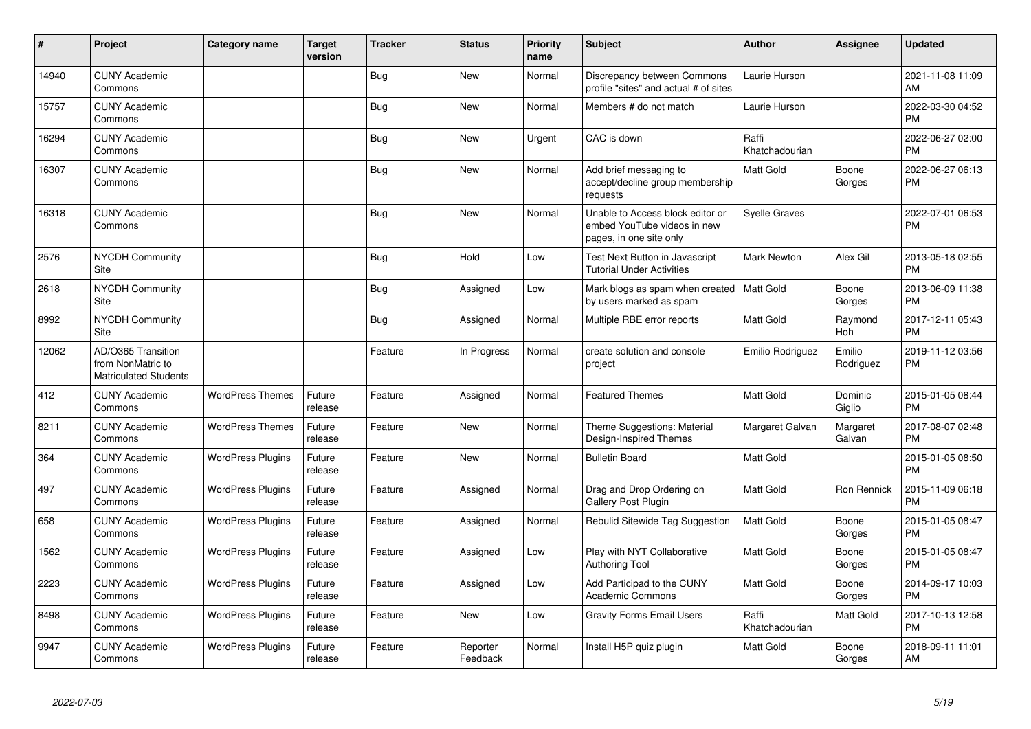| # | Project | Category name | Target version | Tracker | Status | Priority name | Subject | Author | Assignee | Updated |
|---|---|---|---|---|---|---|---|---|---|---|
| 14940 | CUNY Academic Commons | | | Bug | New | Normal | Discrepancy between Commons profile "sites" and actual # of sites | Laurie Hurson | | 2021-11-08 11:09 AM |
| 15757 | CUNY Academic Commons | | | Bug | New | Normal | Members # do not match | Laurie Hurson | | 2022-03-30 04:52 PM |
| 16294 | CUNY Academic Commons | | | Bug | New | Urgent | CAC is down | Raffi Khatchadourian | | 2022-06-27 02:00 PM |
| 16307 | CUNY Academic Commons | | | Bug | New | Normal | Add brief messaging to accept/decline group membership requests | Matt Gold | Boone Gorges | 2022-06-27 06:13 PM |
| 16318 | CUNY Academic Commons | | | Bug | New | Normal | Unable to Access block editor or embed YouTube videos in new pages, in one site only | Syelle Graves | | 2022-07-01 06:53 PM |
| 2576 | NYCDH Community Site | | | Bug | Hold | Low | Test Next Button in Javascript Tutorial Under Activities | Mark Newton | Alex Gil | 2013-05-18 02:55 PM |
| 2618 | NYCDH Community Site | | | Bug | Assigned | Low | Mark blogs as spam when created by users marked as spam | Matt Gold | Boone Gorges | 2013-06-09 11:38 PM |
| 8992 | NYCDH Community Site | | | Bug | Assigned | Normal | Multiple RBE error reports | Matt Gold | Raymond Hoh | 2017-12-11 05:43 PM |
| 12062 | AD/O365 Transition from NonMatric to Matriculated Students | | | Feature | In Progress | Normal | create solution and console project | Emilio Rodriguez | Emilio Rodriguez | 2019-11-12 03:56 PM |
| 412 | CUNY Academic Commons | WordPress Themes | Future release | Feature | Assigned | Normal | Featured Themes | Matt Gold | Dominic Giglio | 2015-01-05 08:44 PM |
| 8211 | CUNY Academic Commons | WordPress Themes | Future release | Feature | New | Normal | Theme Suggestions: Material Design-Inspired Themes | Margaret Galvan | Margaret Galvan | 2017-08-07 02:48 PM |
| 364 | CUNY Academic Commons | WordPress Plugins | Future release | Feature | New | Normal | Bulletin Board | Matt Gold | | 2015-01-05 08:50 PM |
| 497 | CUNY Academic Commons | WordPress Plugins | Future release | Feature | Assigned | Normal | Drag and Drop Ordering on Gallery Post Plugin | Matt Gold | Ron Rennick | 2015-11-09 06:18 PM |
| 658 | CUNY Academic Commons | WordPress Plugins | Future release | Feature | Assigned | Normal | Rebulid Sitewide Tag Suggestion | Matt Gold | Boone Gorges | 2015-01-05 08:47 PM |
| 1562 | CUNY Academic Commons | WordPress Plugins | Future release | Feature | Assigned | Low | Play with NYT Collaborative Authoring Tool | Matt Gold | Boone Gorges | 2015-01-05 08:47 PM |
| 2223 | CUNY Academic Commons | WordPress Plugins | Future release | Feature | Assigned | Low | Add Participad to the CUNY Academic Commons | Matt Gold | Boone Gorges | 2014-09-17 10:03 PM |
| 8498 | CUNY Academic Commons | WordPress Plugins | Future release | Feature | New | Low | Gravity Forms Email Users | Raffi Khatchadourian | Matt Gold | 2017-10-13 12:58 PM |
| 9947 | CUNY Academic Commons | WordPress Plugins | Future release | Feature | Reporter Feedback | Normal | Install H5P quiz plugin | Matt Gold | Boone Gorges | 2018-09-11 11:01 AM |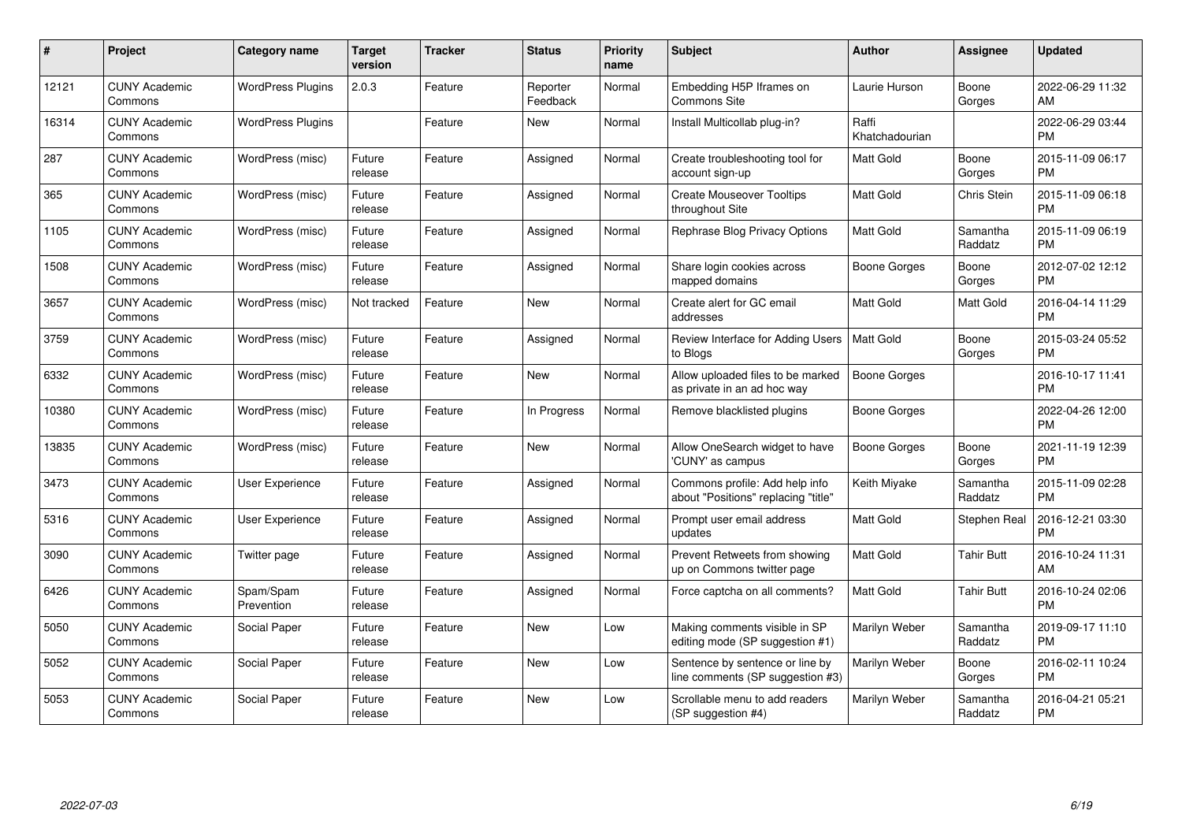| # | Project | Category name | Target version | Tracker | Status | Priority name | Subject | Author | Assignee | Updated |
|---|---|---|---|---|---|---|---|---|---|---|
| 12121 | CUNY Academic Commons | WordPress Plugins | 2.0.3 | Feature | Reporter Feedback | Normal | Embedding H5P Iframes on Commons Site | Laurie Hurson | Boone Gorges | 2022-06-29 11:32 AM |
| 16314 | CUNY Academic Commons | WordPress Plugins | | Feature | New | Normal | Install Multicollab plug-in? | Raffi Khatchadourian | | 2022-06-29 03:44 PM |
| 287 | CUNY Academic Commons | WordPress (misc) | Future release | Feature | Assigned | Normal | Create troubleshooting tool for account sign-up | Matt Gold | Boone Gorges | 2015-11-09 06:17 PM |
| 365 | CUNY Academic Commons | WordPress (misc) | Future release | Feature | Assigned | Normal | Create Mouseover Tooltips throughout Site | Matt Gold | Chris Stein | 2015-11-09 06:18 PM |
| 1105 | CUNY Academic Commons | WordPress (misc) | Future release | Feature | Assigned | Normal | Rephrase Blog Privacy Options | Matt Gold | Samantha Raddatz | 2015-11-09 06:19 PM |
| 1508 | CUNY Academic Commons | WordPress (misc) | Future release | Feature | Assigned | Normal | Share login cookies across mapped domains | Boone Gorges | Boone Gorges | 2012-07-02 12:12 PM |
| 3657 | CUNY Academic Commons | WordPress (misc) | Not tracked | Feature | New | Normal | Create alert for GC email addresses | Matt Gold | Matt Gold | 2016-04-14 11:29 PM |
| 3759 | CUNY Academic Commons | WordPress (misc) | Future release | Feature | Assigned | Normal | Review Interface for Adding Users to Blogs | Matt Gold | Boone Gorges | 2015-03-24 05:52 PM |
| 6332 | CUNY Academic Commons | WordPress (misc) | Future release | Feature | New | Normal | Allow uploaded files to be marked as private in an ad hoc way | Boone Gorges | | 2016-10-17 11:41 PM |
| 10380 | CUNY Academic Commons | WordPress (misc) | Future release | Feature | In Progress | Normal | Remove blacklisted plugins | Boone Gorges | | 2022-04-26 12:00 PM |
| 13835 | CUNY Academic Commons | WordPress (misc) | Future release | Feature | New | Normal | Allow OneSearch widget to have 'CUNY' as campus | Boone Gorges | Boone Gorges | 2021-11-19 12:39 PM |
| 3473 | CUNY Academic Commons | User Experience | Future release | Feature | Assigned | Normal | Commons profile: Add help info about "Positions" replacing "title" | Keith Miyake | Samantha Raddatz | 2015-11-09 02:28 PM |
| 5316 | CUNY Academic Commons | User Experience | Future release | Feature | Assigned | Normal | Prompt user email address updates | Matt Gold | Stephen Real | 2016-12-21 03:30 PM |
| 3090 | CUNY Academic Commons | Twitter page | Future release | Feature | Assigned | Normal | Prevent Retweets from showing up on Commons twitter page | Matt Gold | Tahir Butt | 2016-10-24 11:31 AM |
| 6426 | CUNY Academic Commons | Spam/Spam Prevention | Future release | Feature | Assigned | Normal | Force captcha on all comments? | Matt Gold | Tahir Butt | 2016-10-24 02:06 PM |
| 5050 | CUNY Academic Commons | Social Paper | Future release | Feature | New | Low | Making comments visible in SP editing mode (SP suggestion #1) | Marilyn Weber | Samantha Raddatz | 2019-09-17 11:10 PM |
| 5052 | CUNY Academic Commons | Social Paper | Future release | Feature | New | Low | Sentence by sentence or line by line comments (SP suggestion #3) | Marilyn Weber | Boone Gorges | 2016-02-11 10:24 PM |
| 5053 | CUNY Academic Commons | Social Paper | Future release | Feature | New | Low | Scrollable menu to add readers (SP suggestion #4) | Marilyn Weber | Samantha Raddatz | 2016-04-21 05:21 PM |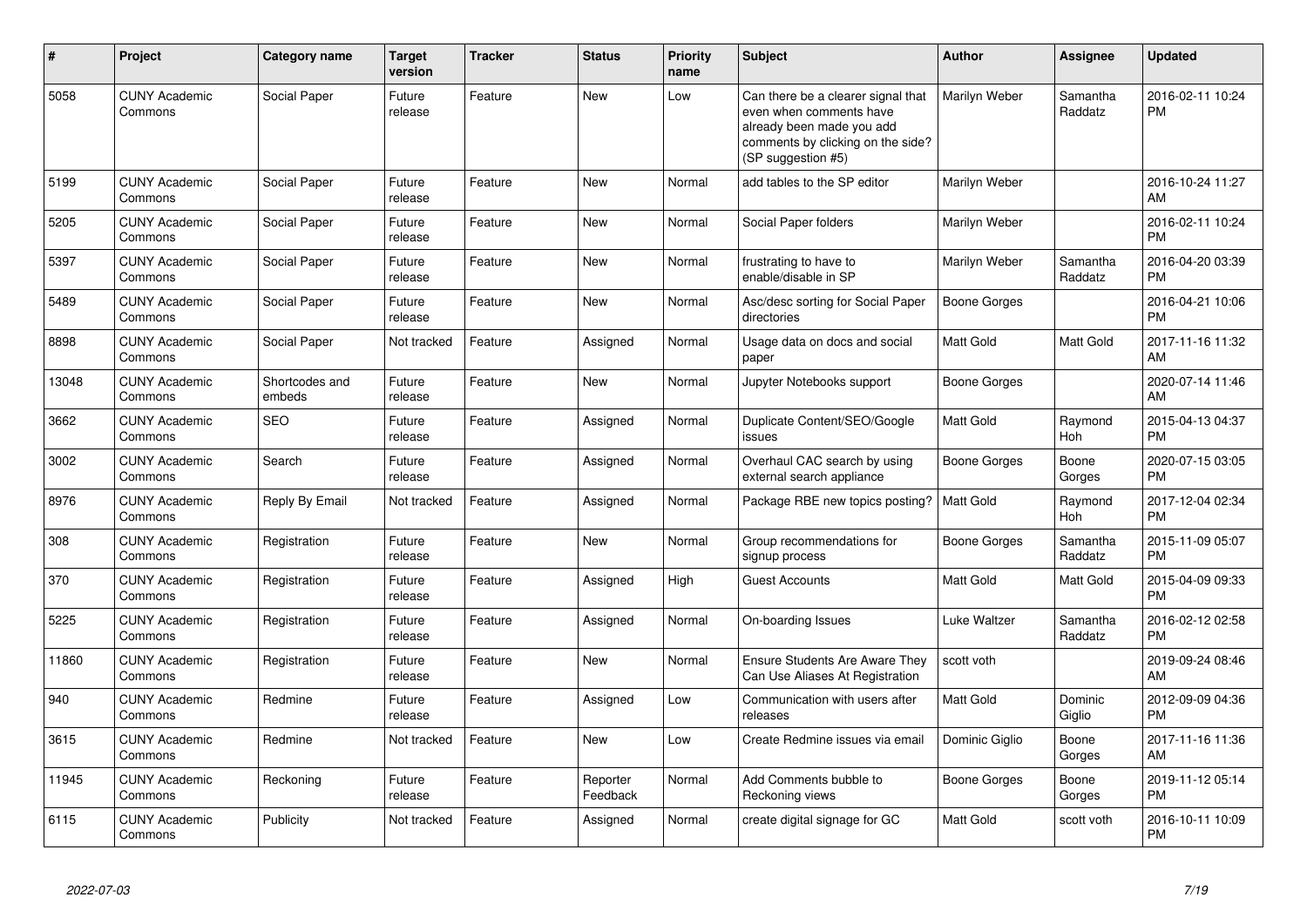| # | Project | Category name | Target version | Tracker | Status | Priority name | Subject | Author | Assignee | Updated |
|---|---|---|---|---|---|---|---|---|---|---|
| 5058 | CUNY Academic Commons | Social Paper | Future release | Feature | New | Low | Can there be a clearer signal that even when comments have already been made you add comments by clicking on the side? (SP suggestion #5) | Marilyn Weber | Samantha Raddatz | 2016-02-11 10:24 PM |
| 5199 | CUNY Academic Commons | Social Paper | Future release | Feature | New | Normal | add tables to the SP editor | Marilyn Weber | | 2016-10-24 11:27 AM |
| 5205 | CUNY Academic Commons | Social Paper | Future release | Feature | New | Normal | Social Paper folders | Marilyn Weber | | 2016-02-11 10:24 PM |
| 5397 | CUNY Academic Commons | Social Paper | Future release | Feature | New | Normal | frustrating to have to enable/disable in SP | Marilyn Weber | Samantha Raddatz | 2016-04-20 03:39 PM |
| 5489 | CUNY Academic Commons | Social Paper | Future release | Feature | New | Normal | Asc/desc sorting for Social Paper directories | Boone Gorges | | 2016-04-21 10:06 PM |
| 8898 | CUNY Academic Commons | Social Paper | Not tracked | Feature | Assigned | Normal | Usage data on docs and social paper | Matt Gold | Matt Gold | 2017-11-16 11:32 AM |
| 13048 | CUNY Academic Commons | Shortcodes and embeds | Future release | Feature | New | Normal | Jupyter Notebooks support | Boone Gorges | | 2020-07-14 11:46 AM |
| 3662 | CUNY Academic Commons | SEO | Future release | Feature | Assigned | Normal | Duplicate Content/SEO/Google issues | Matt Gold | Raymond Hoh | 2015-04-13 04:37 PM |
| 3002 | CUNY Academic Commons | Search | Future release | Feature | Assigned | Normal | Overhaul CAC search by using external search appliance | Boone Gorges | Boone Gorges | 2020-07-15 03:05 PM |
| 8976 | CUNY Academic Commons | Reply By Email | Not tracked | Feature | Assigned | Normal | Package RBE new topics posting? | Matt Gold | Raymond Hoh | 2017-12-04 02:34 PM |
| 308 | CUNY Academic Commons | Registration | Future release | Feature | New | Normal | Group recommendations for signup process | Boone Gorges | Samantha Raddatz | 2015-11-09 05:07 PM |
| 370 | CUNY Academic Commons | Registration | Future release | Feature | Assigned | High | Guest Accounts | Matt Gold | Matt Gold | 2015-04-09 09:33 PM |
| 5225 | CUNY Academic Commons | Registration | Future release | Feature | Assigned | Normal | On-boarding Issues | Luke Waltzer | Samantha Raddatz | 2016-02-12 02:58 PM |
| 11860 | CUNY Academic Commons | Registration | Future release | Feature | New | Normal | Ensure Students Are Aware They Can Use Aliases At Registration | scott voth | | 2019-09-24 08:46 AM |
| 940 | CUNY Academic Commons | Redmine | Future release | Feature | Assigned | Low | Communication with users after releases | Matt Gold | Dominic Giglio | 2012-09-09 04:36 PM |
| 3615 | CUNY Academic Commons | Redmine | Not tracked | Feature | New | Low | Create Redmine issues via email | Dominic Giglio | Boone Gorges | 2017-11-16 11:36 AM |
| 11945 | CUNY Academic Commons | Reckoning | Future release | Feature | Reporter Feedback | Normal | Add Comments bubble to Reckoning views | Boone Gorges | Boone Gorges | 2019-11-12 05:14 PM |
| 6115 | CUNY Academic Commons | Publicity | Not tracked | Feature | Assigned | Normal | create digital signage for GC | Matt Gold | scott voth | 2016-10-11 10:09 PM |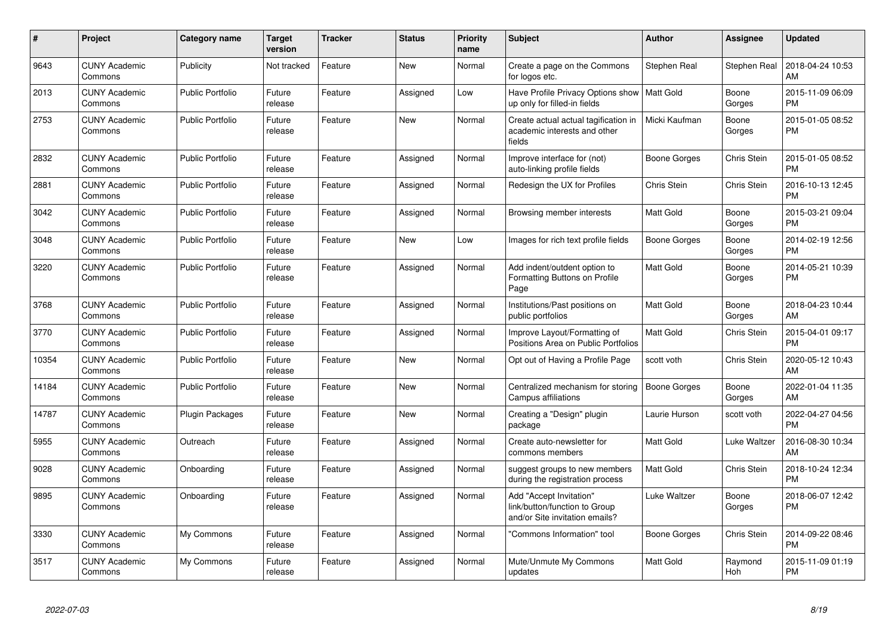| # | Project | Category name | Target version | Tracker | Status | Priority name | Subject | Author | Assignee | Updated |
|---|---|---|---|---|---|---|---|---|---|---|
| 9643 | CUNY Academic Commons | Publicity | Not tracked | Feature | New | Normal | Create a page on the Commons for logos etc. | Stephen Real | Stephen Real | 2018-04-24 10:53 AM |
| 2013 | CUNY Academic Commons | Public Portfolio | Future release | Feature | Assigned | Low | Have Profile Privacy Options show up only for filled-in fields | Matt Gold | Boone Gorges | 2015-11-09 06:09 PM |
| 2753 | CUNY Academic Commons | Public Portfolio | Future release | Feature | New | Normal | Create actual actual tagification in academic interests and other fields | Micki Kaufman | Boone Gorges | 2015-01-05 08:52 PM |
| 2832 | CUNY Academic Commons | Public Portfolio | Future release | Feature | Assigned | Normal | Improve interface for (not) auto-linking profile fields | Boone Gorges | Chris Stein | 2015-01-05 08:52 PM |
| 2881 | CUNY Academic Commons | Public Portfolio | Future release | Feature | Assigned | Normal | Redesign the UX for Profiles | Chris Stein | Chris Stein | 2016-10-13 12:45 PM |
| 3042 | CUNY Academic Commons | Public Portfolio | Future release | Feature | Assigned | Normal | Browsing member interests | Matt Gold | Boone Gorges | 2015-03-21 09:04 PM |
| 3048 | CUNY Academic Commons | Public Portfolio | Future release | Feature | New | Low | Images for rich text profile fields | Boone Gorges | Boone Gorges | 2014-02-19 12:56 PM |
| 3220 | CUNY Academic Commons | Public Portfolio | Future release | Feature | Assigned | Normal | Add indent/outdent option to Formatting Buttons on Profile Page | Matt Gold | Boone Gorges | 2014-05-21 10:39 PM |
| 3768 | CUNY Academic Commons | Public Portfolio | Future release | Feature | Assigned | Normal | Institutions/Past positions on public portfolios | Matt Gold | Boone Gorges | 2018-04-23 10:44 AM |
| 3770 | CUNY Academic Commons | Public Portfolio | Future release | Feature | Assigned | Normal | Improve Layout/Formatting of Positions Area on Public Portfolios | Matt Gold | Chris Stein | 2015-04-01 09:17 PM |
| 10354 | CUNY Academic Commons | Public Portfolio | Future release | Feature | New | Normal | Opt out of Having a Profile Page | scott voth | Chris Stein | 2020-05-12 10:43 AM |
| 14184 | CUNY Academic Commons | Public Portfolio | Future release | Feature | New | Normal | Centralized mechanism for storing Campus affiliations | Boone Gorges | Boone Gorges | 2022-01-04 11:35 AM |
| 14787 | CUNY Academic Commons | Plugin Packages | Future release | Feature | New | Normal | Creating a "Design" plugin package | Laurie Hurson | scott voth | 2022-04-27 04:56 PM |
| 5955 | CUNY Academic Commons | Outreach | Future release | Feature | Assigned | Normal | Create auto-newsletter for commons members | Matt Gold | Luke Waltzer | 2016-08-30 10:34 AM |
| 9028 | CUNY Academic Commons | Onboarding | Future release | Feature | Assigned | Normal | suggest groups to new members during the registration process | Matt Gold | Chris Stein | 2018-10-24 12:34 PM |
| 9895 | CUNY Academic Commons | Onboarding | Future release | Feature | Assigned | Normal | Add "Accept Invitation" link/button/function to Group and/or Site invitation emails? | Luke Waltzer | Boone Gorges | 2018-06-07 12:42 PM |
| 3330 | CUNY Academic Commons | My Commons | Future release | Feature | Assigned | Normal | "Commons Information" tool | Boone Gorges | Chris Stein | 2014-09-22 08:46 PM |
| 3517 | CUNY Academic Commons | My Commons | Future release | Feature | Assigned | Normal | Mute/Unmute My Commons updates | Matt Gold | Raymond Hoh | 2015-11-09 01:19 PM |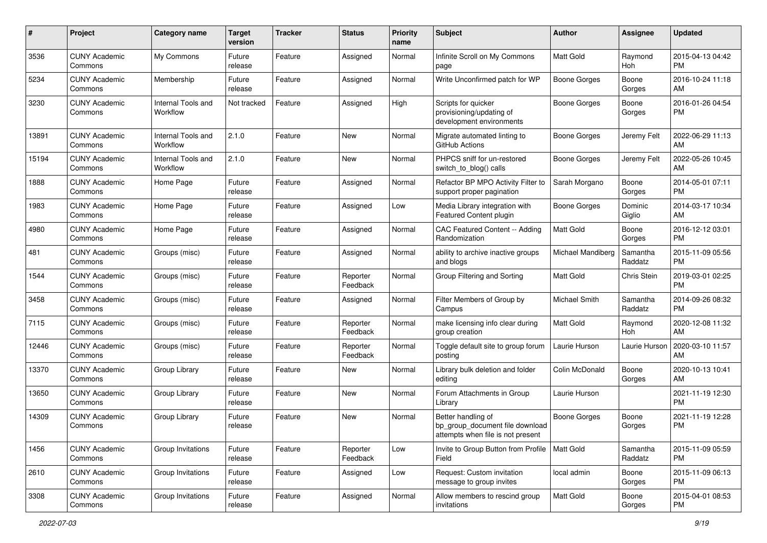| # | Project | Category name | Target version | Tracker | Status | Priority name | Subject | Author | Assignee | Updated |
|---|---|---|---|---|---|---|---|---|---|---|
| 3536 | CUNY Academic Commons | My Commons | Future release | Feature | Assigned | Normal | Infinite Scroll on My Commons page | Matt Gold | Raymond Hoh | 2015-04-13 04:42 PM |
| 5234 | CUNY Academic Commons | Membership | Future release | Feature | Assigned | Normal | Write Unconfirmed patch for WP | Boone Gorges | Boone Gorges | 2016-10-24 11:18 AM |
| 3230 | CUNY Academic Commons | Internal Tools and Workflow | Not tracked | Feature | Assigned | High | Scripts for quicker provisioning/updating of development environments | Boone Gorges | Boone Gorges | 2016-01-26 04:54 PM |
| 13891 | CUNY Academic Commons | Internal Tools and Workflow | 2.1.0 | Feature | New | Normal | Migrate automated linting to GitHub Actions | Boone Gorges | Jeremy Felt | 2022-06-29 11:13 AM |
| 15194 | CUNY Academic Commons | Internal Tools and Workflow | 2.1.0 | Feature | New | Normal | PHPCS sniff for un-restored switch_to_blog() calls | Boone Gorges | Jeremy Felt | 2022-05-26 10:45 AM |
| 1888 | CUNY Academic Commons | Home Page | Future release | Feature | Assigned | Normal | Refactor BP MPO Activity Filter to support proper pagination | Sarah Morgano | Boone Gorges | 2014-05-01 07:11 PM |
| 1983 | CUNY Academic Commons | Home Page | Future release | Feature | Assigned | Low | Media Library integration with Featured Content plugin | Boone Gorges | Dominic Giglio | 2014-03-17 10:34 AM |
| 4980 | CUNY Academic Commons | Home Page | Future release | Feature | Assigned | Normal | CAC Featured Content -- Adding Randomization | Matt Gold | Boone Gorges | 2016-12-12 03:01 PM |
| 481 | CUNY Academic Commons | Groups (misc) | Future release | Feature | Assigned | Normal | ability to archive inactive groups and blogs | Michael Mandiberg | Samantha Raddatz | 2015-11-09 05:56 PM |
| 1544 | CUNY Academic Commons | Groups (misc) | Future release | Feature | Reporter Feedback | Normal | Group Filtering and Sorting | Matt Gold | Chris Stein | 2019-03-01 02:25 PM |
| 3458 | CUNY Academic Commons | Groups (misc) | Future release | Feature | Assigned | Normal | Filter Members of Group by Campus | Michael Smith | Samantha Raddatz | 2014-09-26 08:32 PM |
| 7115 | CUNY Academic Commons | Groups (misc) | Future release | Feature | Reporter Feedback | Normal | make licensing info clear during group creation | Matt Gold | Raymond Hoh | 2020-12-08 11:32 AM |
| 12446 | CUNY Academic Commons | Groups (misc) | Future release | Feature | Reporter Feedback | Normal | Toggle default site to group forum posting | Laurie Hurson | Laurie Hurson | 2020-03-10 11:57 AM |
| 13370 | CUNY Academic Commons | Group Library | Future release | Feature | New | Normal | Library bulk deletion and folder editing | Colin McDonald | Boone Gorges | 2020-10-13 10:41 AM |
| 13650 | CUNY Academic Commons | Group Library | Future release | Feature | New | Normal | Forum Attachments in Group Library | Laurie Hurson | | 2021-11-19 12:30 PM |
| 14309 | CUNY Academic Commons | Group Library | Future release | Feature | New | Normal | Better handling of bp_group_document file download attempts when file is not present | Boone Gorges | Boone Gorges | 2021-11-19 12:28 PM |
| 1456 | CUNY Academic Commons | Group Invitations | Future release | Feature | Reporter Feedback | Low | Invite to Group Button from Profile Field | Matt Gold | Samantha Raddatz | 2015-11-09 05:59 PM |
| 2610 | CUNY Academic Commons | Group Invitations | Future release | Feature | Assigned | Low | Request: Custom invitation message to group invites | local admin | Boone Gorges | 2015-11-09 06:13 PM |
| 3308 | CUNY Academic Commons | Group Invitations | Future release | Feature | Assigned | Normal | Allow members to rescind group invitations | Matt Gold | Boone Gorges | 2015-04-01 08:53 PM |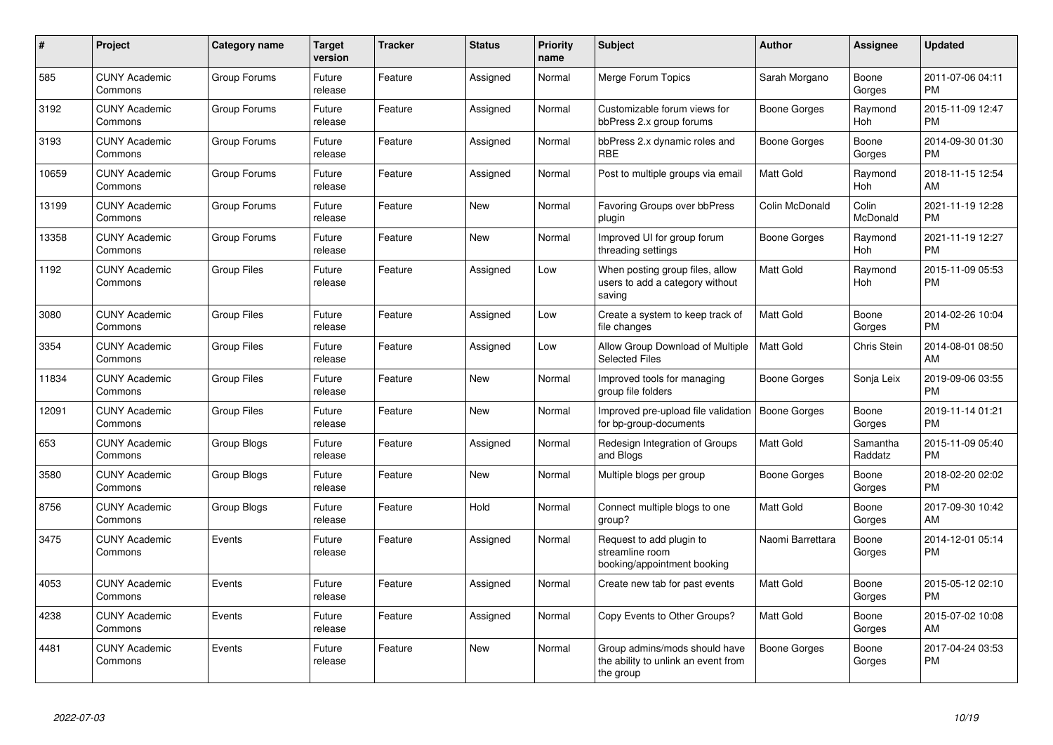| # | Project | Category name | Target version | Tracker | Status | Priority name | Subject | Author | Assignee | Updated |
|---|---|---|---|---|---|---|---|---|---|---|
| 585 | CUNY Academic Commons | Group Forums | Future release | Feature | Assigned | Normal | Merge Forum Topics | Sarah Morgano | Boone Gorges | 2011-07-06 04:11 PM |
| 3192 | CUNY Academic Commons | Group Forums | Future release | Feature | Assigned | Normal | Customizable forum views for bbPress 2.x group forums | Boone Gorges | Raymond Hoh | 2015-11-09 12:47 PM |
| 3193 | CUNY Academic Commons | Group Forums | Future release | Feature | Assigned | Normal | bbPress 2.x dynamic roles and RBE | Boone Gorges | Boone Gorges | 2014-09-30 01:30 PM |
| 10659 | CUNY Academic Commons | Group Forums | Future release | Feature | Assigned | Normal | Post to multiple groups via email | Matt Gold | Raymond Hoh | 2018-11-15 12:54 AM |
| 13199 | CUNY Academic Commons | Group Forums | Future release | Feature | New | Normal | Favoring Groups over bbPress plugin | Colin McDonald | Colin McDonald | 2021-11-19 12:28 PM |
| 13358 | CUNY Academic Commons | Group Forums | Future release | Feature | New | Normal | Improved UI for group forum threading settings | Boone Gorges | Raymond Hoh | 2021-11-19 12:27 PM |
| 1192 | CUNY Academic Commons | Group Files | Future release | Feature | Assigned | Low | When posting group files, allow users to add a category without saving | Matt Gold | Raymond Hoh | 2015-11-09 05:53 PM |
| 3080 | CUNY Academic Commons | Group Files | Future release | Feature | Assigned | Low | Create a system to keep track of file changes | Matt Gold | Boone Gorges | 2014-02-26 10:04 PM |
| 3354 | CUNY Academic Commons | Group Files | Future release | Feature | Assigned | Low | Allow Group Download of Multiple Selected Files | Matt Gold | Chris Stein | 2014-08-01 08:50 AM |
| 11834 | CUNY Academic Commons | Group Files | Future release | Feature | New | Normal | Improved tools for managing group file folders | Boone Gorges | Sonja Leix | 2019-09-06 03:55 PM |
| 12091 | CUNY Academic Commons | Group Files | Future release | Feature | New | Normal | Improved pre-upload file validation for bp-group-documents | Boone Gorges | Boone Gorges | 2019-11-14 01:21 PM |
| 653 | CUNY Academic Commons | Group Blogs | Future release | Feature | Assigned | Normal | Redesign Integration of Groups and Blogs | Matt Gold | Samantha Raddatz | 2015-11-09 05:40 PM |
| 3580 | CUNY Academic Commons | Group Blogs | Future release | Feature | New | Normal | Multiple blogs per group | Boone Gorges | Boone Gorges | 2018-02-20 02:02 PM |
| 8756 | CUNY Academic Commons | Group Blogs | Future release | Feature | Hold | Normal | Connect multiple blogs to one group? | Matt Gold | Boone Gorges | 2017-09-30 10:42 AM |
| 3475 | CUNY Academic Commons | Events | Future release | Feature | Assigned | Normal | Request to add plugin to streamline room booking/appointment booking | Naomi Barrettara | Boone Gorges | 2014-12-01 05:14 PM |
| 4053 | CUNY Academic Commons | Events | Future release | Feature | Assigned | Normal | Create new tab for past events | Matt Gold | Boone Gorges | 2015-05-12 02:10 PM |
| 4238 | CUNY Academic Commons | Events | Future release | Feature | Assigned | Normal | Copy Events to Other Groups? | Matt Gold | Boone Gorges | 2015-07-02 10:08 AM |
| 4481 | CUNY Academic Commons | Events | Future release | Feature | New | Normal | Group admins/mods should have the ability to unlink an event from the group | Boone Gorges | Boone Gorges | 2017-04-24 03:53 PM |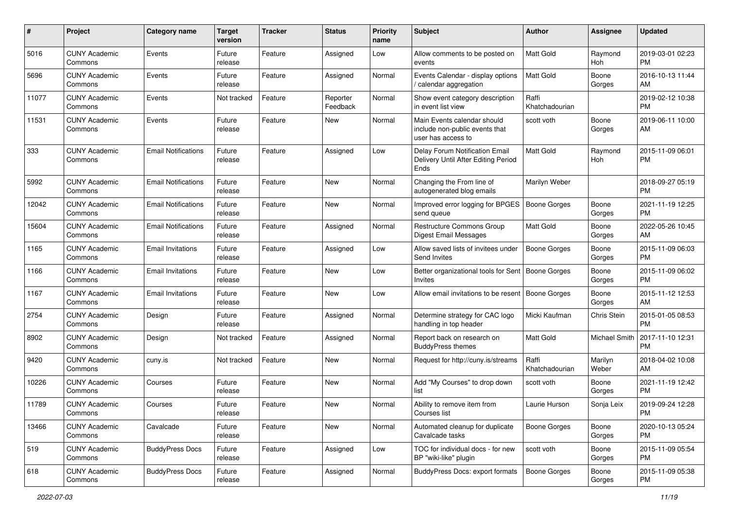| # | Project | Category name | Target version | Tracker | Status | Priority name | Subject | Author | Assignee | Updated |
|---|---|---|---|---|---|---|---|---|---|---|
| 5016 | CUNY Academic Commons | Events | Future release | Feature | Assigned | Low | Allow comments to be posted on events | Matt Gold | Raymond Hoh | 2019-03-01 02:23 PM |
| 5696 | CUNY Academic Commons | Events | Future release | Feature | Assigned | Normal | Events Calendar - display options / calendar aggregation | Matt Gold | Boone Gorges | 2016-10-13 11:44 AM |
| 11077 | CUNY Academic Commons | Events | Not tracked | Feature | Reporter Feedback | Normal | Show event category description in event list view | Raffi Khatchadourian | | 2019-02-12 10:38 PM |
| 11531 | CUNY Academic Commons | Events | Future release | Feature | New | Normal | Main Events calendar should include non-public events that user has access to | scott voth | Boone Gorges | 2019-06-11 10:00 AM |
| 333 | CUNY Academic Commons | Email Notifications | Future release | Feature | Assigned | Low | Delay Forum Notification Email Delivery Until After Editing Period Ends | Matt Gold | Raymond Hoh | 2015-11-09 06:01 PM |
| 5992 | CUNY Academic Commons | Email Notifications | Future release | Feature | New | Normal | Changing the From line of autogenerated blog emails | Marilyn Weber | | 2018-09-27 05:19 PM |
| 12042 | CUNY Academic Commons | Email Notifications | Future release | Feature | New | Normal | Improved error logging for BPGES send queue | Boone Gorges | Boone Gorges | 2021-11-19 12:25 PM |
| 15604 | CUNY Academic Commons | Email Notifications | Future release | Feature | Assigned | Normal | Restructure Commons Group Digest Email Messages | Matt Gold | Boone Gorges | 2022-05-26 10:45 AM |
| 1165 | CUNY Academic Commons | Email Invitations | Future release | Feature | Assigned | Low | Allow saved lists of invitees under Send Invites | Boone Gorges | Boone Gorges | 2015-11-09 06:03 PM |
| 1166 | CUNY Academic Commons | Email Invitations | Future release | Feature | New | Low | Better organizational tools for Sent Invites | Boone Gorges | Boone Gorges | 2015-11-09 06:02 PM |
| 1167 | CUNY Academic Commons | Email Invitations | Future release | Feature | New | Low | Allow email invitations to be resent | Boone Gorges | Boone Gorges | 2015-11-12 12:53 AM |
| 2754 | CUNY Academic Commons | Design | Future release | Feature | Assigned | Normal | Determine strategy for CAC logo handling in top header | Micki Kaufman | Chris Stein | 2015-01-05 08:53 PM |
| 8902 | CUNY Academic Commons | Design | Not tracked | Feature | Assigned | Normal | Report back on research on BuddyPress themes | Matt Gold | Michael Smith | 2017-11-10 12:31 PM |
| 9420 | CUNY Academic Commons | cuny.is | Not tracked | Feature | New | Normal | Request for http://cuny.is/streams | Raffi Khatchadourian | Marilyn Weber | 2018-04-02 10:08 AM |
| 10226 | CUNY Academic Commons | Courses | Future release | Feature | New | Normal | Add "My Courses" to drop down list | scott voth | Boone Gorges | 2021-11-19 12:42 PM |
| 11789 | CUNY Academic Commons | Courses | Future release | Feature | New | Normal | Ability to remove item from Courses list | Laurie Hurson | Sonja Leix | 2019-09-24 12:28 PM |
| 13466 | CUNY Academic Commons | Cavalcade | Future release | Feature | New | Normal | Automated cleanup for duplicate Cavalcade tasks | Boone Gorges | Boone Gorges | 2020-10-13 05:24 PM |
| 519 | CUNY Academic Commons | BuddyPress Docs | Future release | Feature | Assigned | Low | TOC for individual docs - for new BP "wiki-like" plugin | scott voth | Boone Gorges | 2015-11-09 05:54 PM |
| 618 | CUNY Academic Commons | BuddyPress Docs | Future release | Feature | Assigned | Normal | BuddyPress Docs: export formats | Boone Gorges | Boone Gorges | 2015-11-09 05:38 PM |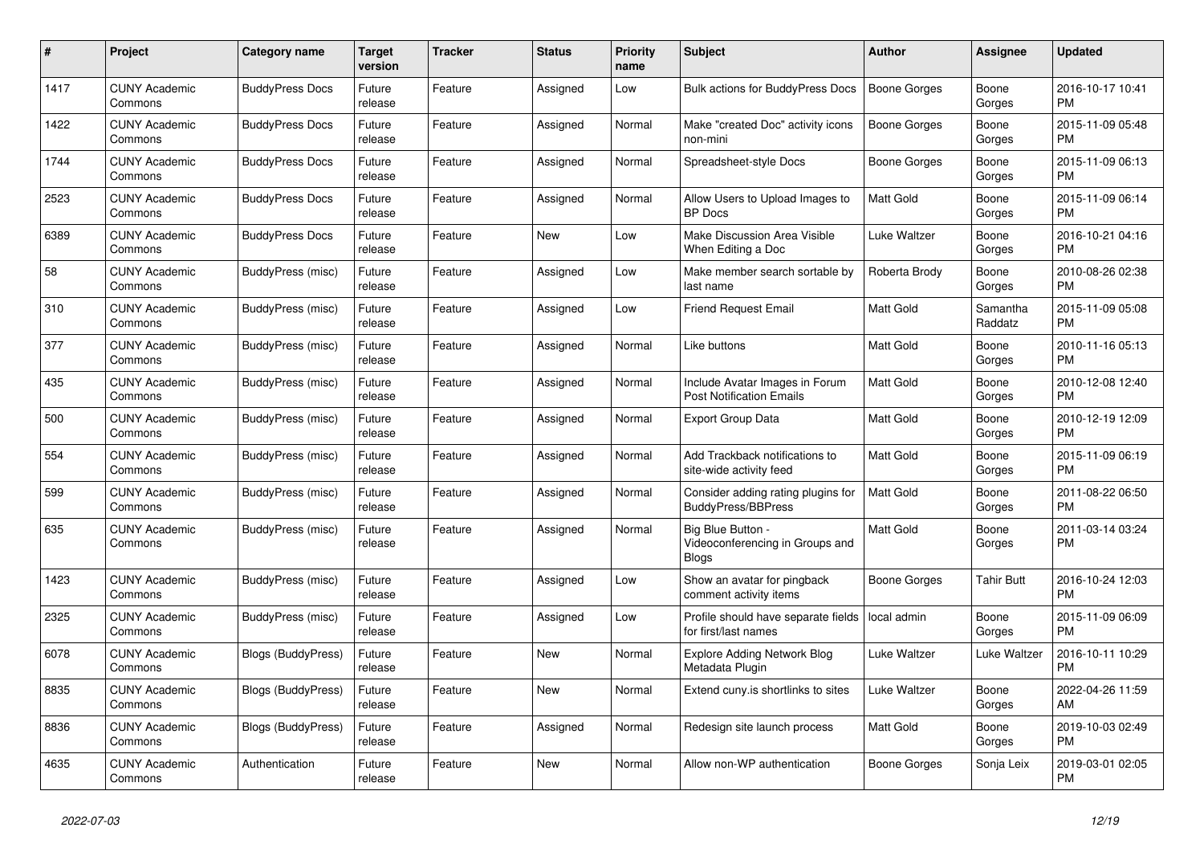| # | Project | Category name | Target version | Tracker | Status | Priority name | Subject | Author | Assignee | Updated |
|---|---|---|---|---|---|---|---|---|---|---|
| 1417 | CUNY Academic Commons | BuddyPress Docs | Future release | Feature | Assigned | Low | Bulk actions for BuddyPress Docs | Boone Gorges | Boone Gorges | 2016-10-17 10:41 PM |
| 1422 | CUNY Academic Commons | BuddyPress Docs | Future release | Feature | Assigned | Normal | Make "created Doc" activity icons non-mini | Boone Gorges | Boone Gorges | 2015-11-09 05:48 PM |
| 1744 | CUNY Academic Commons | BuddyPress Docs | Future release | Feature | Assigned | Normal | Spreadsheet-style Docs | Boone Gorges | Boone Gorges | 2015-11-09 06:13 PM |
| 2523 | CUNY Academic Commons | BuddyPress Docs | Future release | Feature | Assigned | Normal | Allow Users to Upload Images to BP Docs | Matt Gold | Boone Gorges | 2015-11-09 06:14 PM |
| 6389 | CUNY Academic Commons | BuddyPress Docs | Future release | Feature | New | Low | Make Discussion Area Visible When Editing a Doc | Luke Waltzer | Boone Gorges | 2016-10-21 04:16 PM |
| 58 | CUNY Academic Commons | BuddyPress (misc) | Future release | Feature | Assigned | Low | Make member search sortable by last name | Roberta Brody | Boone Gorges | 2010-08-26 02:38 PM |
| 310 | CUNY Academic Commons | BuddyPress (misc) | Future release | Feature | Assigned | Low | Friend Request Email | Matt Gold | Samantha Raddatz | 2015-11-09 05:08 PM |
| 377 | CUNY Academic Commons | BuddyPress (misc) | Future release | Feature | Assigned | Normal | Like buttons | Matt Gold | Boone Gorges | 2010-11-16 05:13 PM |
| 435 | CUNY Academic Commons | BuddyPress (misc) | Future release | Feature | Assigned | Normal | Include Avatar Images in Forum Post Notification Emails | Matt Gold | Boone Gorges | 2010-12-08 12:40 PM |
| 500 | CUNY Academic Commons | BuddyPress (misc) | Future release | Feature | Assigned | Normal | Export Group Data | Matt Gold | Boone Gorges | 2010-12-19 12:09 PM |
| 554 | CUNY Academic Commons | BuddyPress (misc) | Future release | Feature | Assigned | Normal | Add Trackback notifications to site-wide activity feed | Matt Gold | Boone Gorges | 2015-11-09 06:19 PM |
| 599 | CUNY Academic Commons | BuddyPress (misc) | Future release | Feature | Assigned | Normal | Consider adding rating plugins for BuddyPress/BBPress | Matt Gold | Boone Gorges | 2011-08-22 06:50 PM |
| 635 | CUNY Academic Commons | BuddyPress (misc) | Future release | Feature | Assigned | Normal | Big Blue Button - Videoconferencing in Groups and Blogs | Matt Gold | Boone Gorges | 2011-03-14 03:24 PM |
| 1423 | CUNY Academic Commons | BuddyPress (misc) | Future release | Feature | Assigned | Low | Show an avatar for pingback comment activity items | Boone Gorges | Tahir Butt | 2016-10-24 12:03 PM |
| 2325 | CUNY Academic Commons | BuddyPress (misc) | Future release | Feature | Assigned | Low | Profile should have separate fields for first/last names | local admin | Boone Gorges | 2015-11-09 06:09 PM |
| 6078 | CUNY Academic Commons | Blogs (BuddyPress) | Future release | Feature | New | Normal | Explore Adding Network Blog Metadata Plugin | Luke Waltzer | Luke Waltzer | 2016-10-11 10:29 PM |
| 8835 | CUNY Academic Commons | Blogs (BuddyPress) | Future release | Feature | New | Normal | Extend cuny.is shortlinks to sites | Luke Waltzer | Boone Gorges | 2022-04-26 11:59 AM |
| 8836 | CUNY Academic Commons | Blogs (BuddyPress) | Future release | Feature | Assigned | Normal | Redesign site launch process | Matt Gold | Boone Gorges | 2019-10-03 02:49 PM |
| 4635 | CUNY Academic Commons | Authentication | Future release | Feature | New | Normal | Allow non-WP authentication | Boone Gorges | Sonja Leix | 2019-03-01 02:05 PM |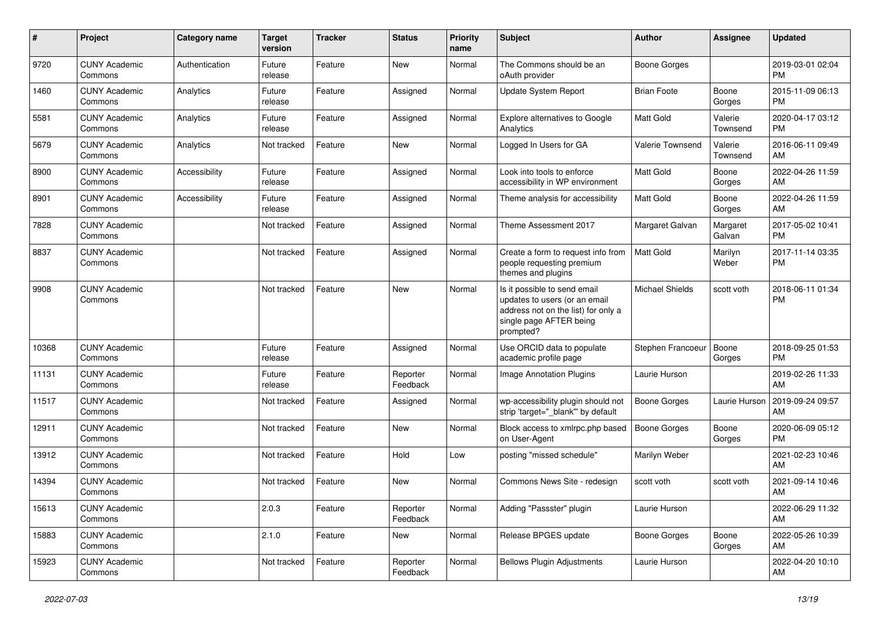| # | Project | Category name | Target version | Tracker | Status | Priority name | Subject | Author | Assignee | Updated |
|---|---|---|---|---|---|---|---|---|---|---|
| 9720 | CUNY Academic Commons | Authentication | Future release | Feature | New | Normal | The Commons should be an oAuth provider | Boone Gorges | | 2019-03-01 02:04 PM |
| 1460 | CUNY Academic Commons | Analytics | Future release | Feature | Assigned | Normal | Update System Report | Brian Foote | Boone Gorges | 2015-11-09 06:13 PM |
| 5581 | CUNY Academic Commons | Analytics | Future release | Feature | Assigned | Normal | Explore alternatives to Google Analytics | Matt Gold | Valerie Townsend | 2020-04-17 03:12 PM |
| 5679 | CUNY Academic Commons | Analytics | Not tracked | Feature | New | Normal | Logged In Users for GA | Valerie Townsend | Valerie Townsend | 2016-06-11 09:49 AM |
| 8900 | CUNY Academic Commons | Accessibility | Future release | Feature | Assigned | Normal | Look into tools to enforce accessibility in WP environment | Matt Gold | Boone Gorges | 2022-04-26 11:59 AM |
| 8901 | CUNY Academic Commons | Accessibility | Future release | Feature | Assigned | Normal | Theme analysis for accessibility | Matt Gold | Boone Gorges | 2022-04-26 11:59 AM |
| 7828 | CUNY Academic Commons | | Not tracked | Feature | Assigned | Normal | Theme Assessment 2017 | Margaret Galvan | Margaret Galvan | 2017-05-02 10:41 PM |
| 8837 | CUNY Academic Commons | | Not tracked | Feature | Assigned | Normal | Create a form to request info from people requesting premium themes and plugins | Matt Gold | Marilyn Weber | 2017-11-14 03:35 PM |
| 9908 | CUNY Academic Commons | | Not tracked | Feature | New | Normal | Is it possible to send email updates to users (or an email address not on the list) for only a single page AFTER being prompted? | Michael Shields | scott voth | 2018-06-11 01:34 PM |
| 10368 | CUNY Academic Commons | | Future release | Feature | Assigned | Normal | Use ORCID data to populate academic profile page | Stephen Francoeur | Boone Gorges | 2018-09-25 01:53 PM |
| 11131 | CUNY Academic Commons | | Future release | Feature | Reporter Feedback | Normal | Image Annotation Plugins | Laurie Hurson | | 2019-02-26 11:33 AM |
| 11517 | CUNY Academic Commons | | Not tracked | Feature | Assigned | Normal | wp-accessibility plugin should not strip 'target="_blank"' by default | Boone Gorges | Laurie Hurson | 2019-09-24 09:57 AM |
| 12911 | CUNY Academic Commons | | Not tracked | Feature | New | Normal | Block access to xmlrpc.php based on User-Agent | Boone Gorges | Boone Gorges | 2020-06-09 05:12 PM |
| 13912 | CUNY Academic Commons | | Not tracked | Feature | Hold | Low | posting "missed schedule" | Marilyn Weber | | 2021-02-23 10:46 AM |
| 14394 | CUNY Academic Commons | | Not tracked | Feature | New | Normal | Commons News Site - redesign | scott voth | scott voth | 2021-09-14 10:46 AM |
| 15613 | CUNY Academic Commons | | 2.0.3 | Feature | Reporter Feedback | Normal | Adding "Passster" plugin | Laurie Hurson | | 2022-06-29 11:32 AM |
| 15883 | CUNY Academic Commons | | 2.1.0 | Feature | New | Normal | Release BPGES update | Boone Gorges | Boone Gorges | 2022-05-26 10:39 AM |
| 15923 | CUNY Academic Commons | | Not tracked | Feature | Reporter Feedback | Normal | Bellows Plugin Adjustments | Laurie Hurson | | 2022-04-20 10:10 AM |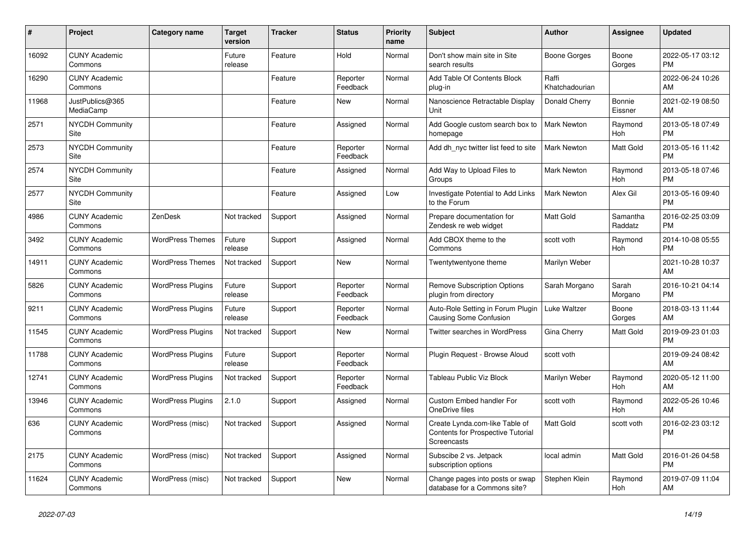| # | Project | Category name | Target version | Tracker | Status | Priority name | Subject | Author | Assignee | Updated |
|---|---|---|---|---|---|---|---|---|---|---|
| 16092 | CUNY Academic Commons | | Future release | Feature | Hold | Normal | Don't show main site in Site search results | Boone Gorges | Boone Gorges | 2022-05-17 03:12 PM |
| 16290 | CUNY Academic Commons | | | Feature | Reporter Feedback | Normal | Add Table Of Contents Block plug-in | Raffi Khatchadourian | | 2022-06-24 10:26 AM |
| 11968 | JustPublics@365 MediaCamp | | | Feature | New | Normal | Nanoscience Retractable Display Unit | Donald Cherry | Bonnie Eissner | 2021-02-19 08:50 AM |
| 2571 | NYCDH Community Site | | | Feature | Assigned | Normal | Add Google custom search box to homepage | Mark Newton | Raymond Hoh | 2013-05-18 07:49 PM |
| 2573 | NYCDH Community Site | | | Feature | Reporter Feedback | Normal | Add dh_nyc twitter list feed to site | Mark Newton | Matt Gold | 2013-05-16 11:42 PM |
| 2574 | NYCDH Community Site | | | Feature | Assigned | Normal | Add Way to Upload Files to Groups | Mark Newton | Raymond Hoh | 2013-05-18 07:46 PM |
| 2577 | NYCDH Community Site | | | Feature | Assigned | Low | Investigate Potential to Add Links to the Forum | Mark Newton | Alex Gil | 2013-05-16 09:40 PM |
| 4986 | CUNY Academic Commons | ZenDesk | Not tracked | Support | Assigned | Normal | Prepare documentation for Zendesk re web widget | Matt Gold | Samantha Raddatz | 2016-02-25 03:09 PM |
| 3492 | CUNY Academic Commons | WordPress Themes | Future release | Support | Assigned | Normal | Add CBOX theme to the Commons | scott voth | Raymond Hoh | 2014-10-08 05:55 PM |
| 14911 | CUNY Academic Commons | WordPress Themes | Not tracked | Support | New | Normal | Twentytwentyone theme | Marilyn Weber | | 2021-10-28 10:37 AM |
| 5826 | CUNY Academic Commons | WordPress Plugins | Future release | Support | Reporter Feedback | Normal | Remove Subscription Options plugin from directory | Sarah Morgano | Sarah Morgano | 2016-10-21 04:14 PM |
| 9211 | CUNY Academic Commons | WordPress Plugins | Future release | Support | Reporter Feedback | Normal | Auto-Role Setting in Forum Plugin Causing Some Confusion | Luke Waltzer | Boone Gorges | 2018-03-13 11:44 AM |
| 11545 | CUNY Academic Commons | WordPress Plugins | Not tracked | Support | New | Normal | Twitter searches in WordPress | Gina Cherry | Matt Gold | 2019-09-23 01:03 PM |
| 11788 | CUNY Academic Commons | WordPress Plugins | Future release | Support | Reporter Feedback | Normal | Plugin Request - Browse Aloud | scott voth | | 2019-09-24 08:42 AM |
| 12741 | CUNY Academic Commons | WordPress Plugins | Not tracked | Support | Reporter Feedback | Normal | Tableau Public Viz Block | Marilyn Weber | Raymond Hoh | 2020-05-12 11:00 AM |
| 13946 | CUNY Academic Commons | WordPress Plugins | 2.1.0 | Support | Assigned | Normal | Custom Embed handler For OneDrive files | scott voth | Raymond Hoh | 2022-05-26 10:46 AM |
| 636 | CUNY Academic Commons | WordPress (misc) | Not tracked | Support | Assigned | Normal | Create Lynda.com-like Table of Contents for Prospective Tutorial Screencasts | Matt Gold | scott voth | 2016-02-23 03:12 PM |
| 2175 | CUNY Academic Commons | WordPress (misc) | Not tracked | Support | Assigned | Normal | Subscibe 2 vs. Jetpack subscription options | local admin | Matt Gold | 2016-01-26 04:58 PM |
| 11624 | CUNY Academic Commons | WordPress (misc) | Not tracked | Support | New | Normal | Change pages into posts or swap database for a Commons site? | Stephen Klein | Raymond Hoh | 2019-07-09 11:04 AM |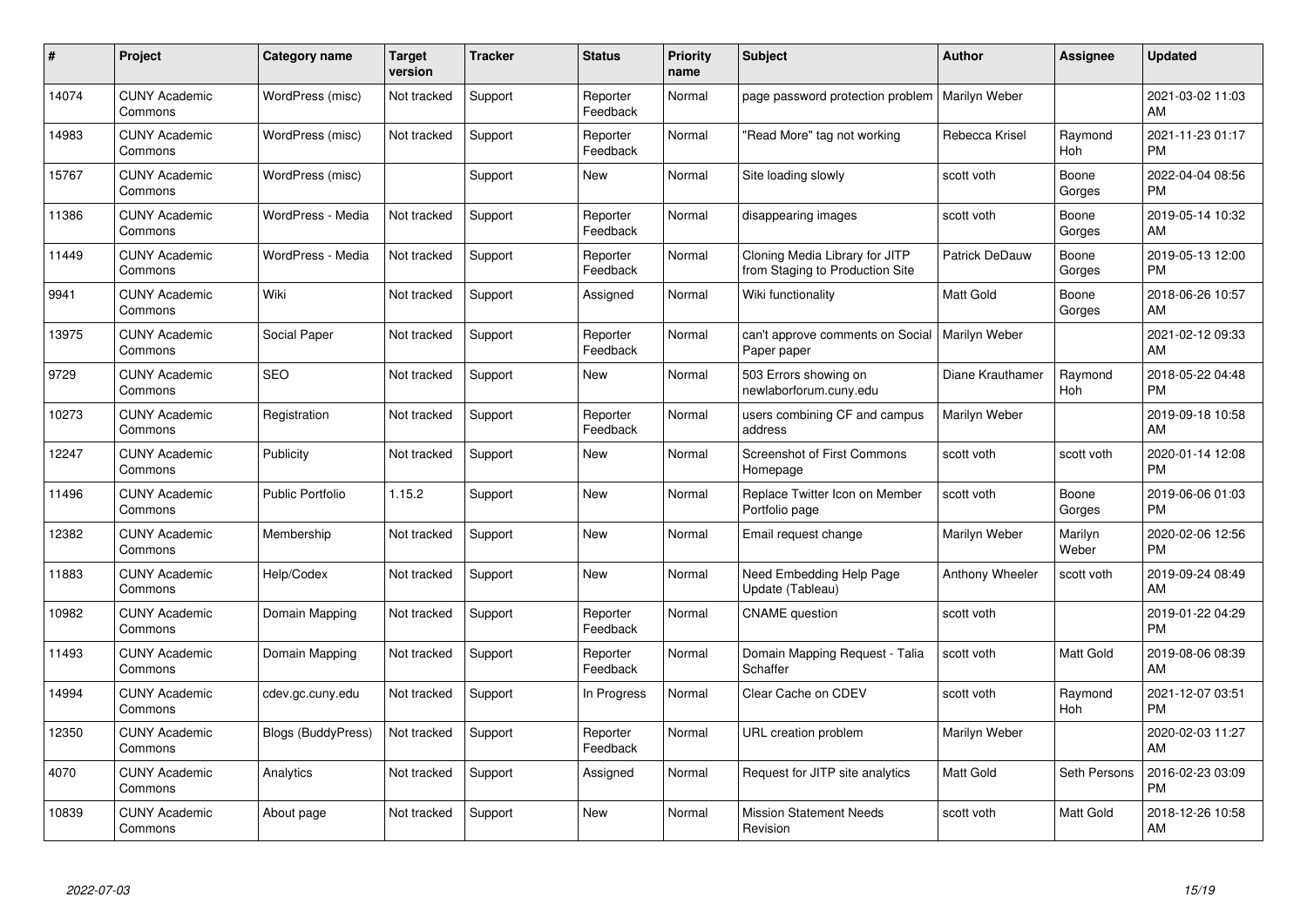| # | Project | Category name | Target version | Tracker | Status | Priority name | Subject | Author | Assignee | Updated |
|---|---|---|---|---|---|---|---|---|---|---|
| 14074 | CUNY Academic Commons | WordPress (misc) | Not tracked | Support | Reporter Feedback | Normal | page password protection problem | Marilyn Weber | | 2021-03-02 11:03 AM |
| 14983 | CUNY Academic Commons | WordPress (misc) | Not tracked | Support | Reporter Feedback | Normal | "Read More" tag not working | Rebecca Krisel | Raymond Hoh | 2021-11-23 01:17 PM |
| 15767 | CUNY Academic Commons | WordPress (misc) | | Support | New | Normal | Site loading slowly | scott voth | Boone Gorges | 2022-04-04 08:56 PM |
| 11386 | CUNY Academic Commons | WordPress - Media | Not tracked | Support | Reporter Feedback | Normal | disappearing images | scott voth | Boone Gorges | 2019-05-14 10:32 AM |
| 11449 | CUNY Academic Commons | WordPress - Media | Not tracked | Support | Reporter Feedback | Normal | Cloning Media Library for JITP from Staging to Production Site | Patrick DeDauw | Boone Gorges | 2019-05-13 12:00 PM |
| 9941 | CUNY Academic Commons | Wiki | Not tracked | Support | Assigned | Normal | Wiki functionality | Matt Gold | Boone Gorges | 2018-06-26 10:57 AM |
| 13975 | CUNY Academic Commons | Social Paper | Not tracked | Support | Reporter Feedback | Normal | can't approve comments on Social Paper paper | Marilyn Weber | | 2021-02-12 09:33 AM |
| 9729 | CUNY Academic Commons | SEO | Not tracked | Support | New | Normal | 503 Errors showing on newlaborforum.cuny.edu | Diane Krauthamer | Raymond Hoh | 2018-05-22 04:48 PM |
| 10273 | CUNY Academic Commons | Registration | Not tracked | Support | Reporter Feedback | Normal | users combining CF and campus address | Marilyn Weber | | 2019-09-18 10:58 AM |
| 12247 | CUNY Academic Commons | Publicity | Not tracked | Support | New | Normal | Screenshot of First Commons Homepage | scott voth | scott voth | 2020-01-14 12:08 PM |
| 11496 | CUNY Academic Commons | Public Portfolio | 1.15.2 | Support | New | Normal | Replace Twitter Icon on Member Portfolio page | scott voth | Boone Gorges | 2019-06-06 01:03 PM |
| 12382 | CUNY Academic Commons | Membership | Not tracked | Support | New | Normal | Email request change | Marilyn Weber | Marilyn Weber | 2020-02-06 12:56 PM |
| 11883 | CUNY Academic Commons | Help/Codex | Not tracked | Support | New | Normal | Need Embedding Help Page Update (Tableau) | Anthony Wheeler | scott voth | 2019-09-24 08:49 AM |
| 10982 | CUNY Academic Commons | Domain Mapping | Not tracked | Support | Reporter Feedback | Normal | CNAME question | scott voth | | 2019-01-22 04:29 PM |
| 11493 | CUNY Academic Commons | Domain Mapping | Not tracked | Support | Reporter Feedback | Normal | Domain Mapping Request - Talia Schaffer | scott voth | Matt Gold | 2019-08-06 08:39 AM |
| 14994 | CUNY Academic Commons | cdev.gc.cuny.edu | Not tracked | Support | In Progress | Normal | Clear Cache on CDEV | scott voth | Raymond Hoh | 2021-12-07 03:51 PM |
| 12350 | CUNY Academic Commons | Blogs (BuddyPress) | Not tracked | Support | Reporter Feedback | Normal | URL creation problem | Marilyn Weber | | 2020-02-03 11:27 AM |
| 4070 | CUNY Academic Commons | Analytics | Not tracked | Support | Assigned | Normal | Request for JITP site analytics | Matt Gold | Seth Persons | 2016-02-23 03:09 PM |
| 10839 | CUNY Academic Commons | About page | Not tracked | Support | New | Normal | Mission Statement Needs Revision | scott voth | Matt Gold | 2018-12-26 10:58 AM |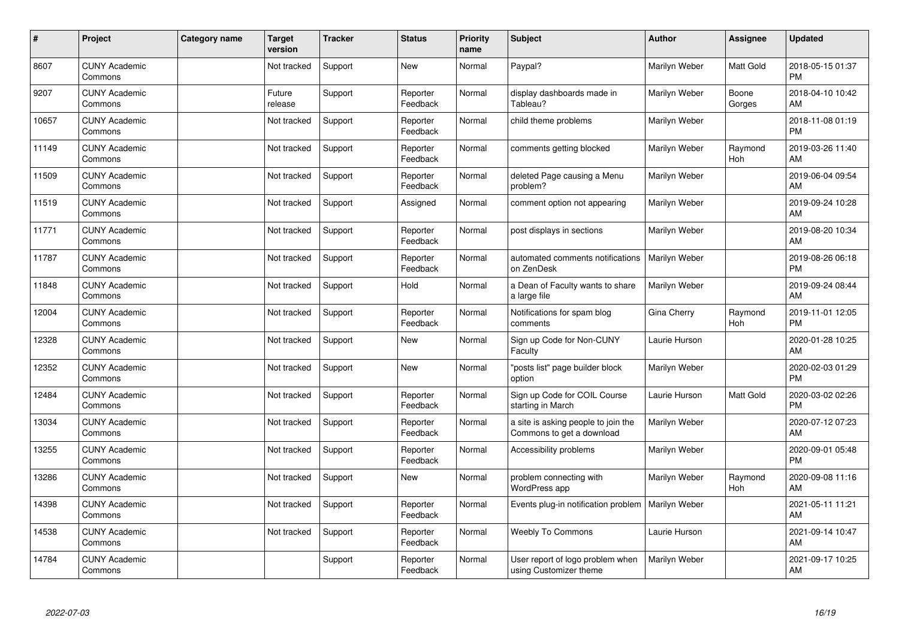| # | Project | Category name | Target version | Tracker | Status | Priority name | Subject | Author | Assignee | Updated |
|---|---|---|---|---|---|---|---|---|---|---|
| 8607 | CUNY Academic Commons | | Not tracked | Support | New | Normal | Paypal? | Marilyn Weber | Matt Gold | 2018-05-15 01:37 PM |
| 9207 | CUNY Academic Commons | | Future release | Support | Reporter Feedback | Normal | display dashboards made in Tableau? | Marilyn Weber | Boone Gorges | 2018-04-10 10:42 AM |
| 10657 | CUNY Academic Commons | | Not tracked | Support | Reporter Feedback | Normal | child theme problems | Marilyn Weber | | 2018-11-08 01:19 PM |
| 11149 | CUNY Academic Commons | | Not tracked | Support | Reporter Feedback | Normal | comments getting blocked | Marilyn Weber | Raymond Hoh | 2019-03-26 11:40 AM |
| 11509 | CUNY Academic Commons | | Not tracked | Support | Reporter Feedback | Normal | deleted Page causing a Menu problem? | Marilyn Weber | | 2019-06-04 09:54 AM |
| 11519 | CUNY Academic Commons | | Not tracked | Support | Assigned | Normal | comment option not appearing | Marilyn Weber | | 2019-09-24 10:28 AM |
| 11771 | CUNY Academic Commons | | Not tracked | Support | Reporter Feedback | Normal | post displays in sections | Marilyn Weber | | 2019-08-20 10:34 AM |
| 11787 | CUNY Academic Commons | | Not tracked | Support | Reporter Feedback | Normal | automated comments notifications on ZenDesk | Marilyn Weber | | 2019-08-26 06:18 PM |
| 11848 | CUNY Academic Commons | | Not tracked | Support | Hold | Normal | a Dean of Faculty wants to share a large file | Marilyn Weber | | 2019-09-24 08:44 AM |
| 12004 | CUNY Academic Commons | | Not tracked | Support | Reporter Feedback | Normal | Notifications for spam blog comments | Gina Cherry | Raymond Hoh | 2019-11-01 12:05 PM |
| 12328 | CUNY Academic Commons | | Not tracked | Support | New | Normal | Sign up Code for Non-CUNY Faculty | Laurie Hurson | | 2020-01-28 10:25 AM |
| 12352 | CUNY Academic Commons | | Not tracked | Support | New | Normal | "posts list" page builder block option | Marilyn Weber | | 2020-02-03 01:29 PM |
| 12484 | CUNY Academic Commons | | Not tracked | Support | Reporter Feedback | Normal | Sign up Code for COIL Course starting in March | Laurie Hurson | Matt Gold | 2020-03-02 02:26 PM |
| 13034 | CUNY Academic Commons | | Not tracked | Support | Reporter Feedback | Normal | a site is asking people to join the Commons to get a download | Marilyn Weber | | 2020-07-12 07:23 AM |
| 13255 | CUNY Academic Commons | | Not tracked | Support | Reporter Feedback | Normal | Accessibility problems | Marilyn Weber | | 2020-09-01 05:48 PM |
| 13286 | CUNY Academic Commons | | Not tracked | Support | New | Normal | problem connecting with WordPress app | Marilyn Weber | Raymond Hoh | 2020-09-08 11:16 AM |
| 14398 | CUNY Academic Commons | | Not tracked | Support | Reporter Feedback | Normal | Events plug-in notification problem | Marilyn Weber | | 2021-05-11 11:21 AM |
| 14538 | CUNY Academic Commons | | Not tracked | Support | Reporter Feedback | Normal | Weebly To Commons | Laurie Hurson | | 2021-09-14 10:47 AM |
| 14784 | CUNY Academic Commons | | | Support | Reporter Feedback | Normal | User report of logo problem when using Customizer theme | Marilyn Weber | | 2021-09-17 10:25 AM |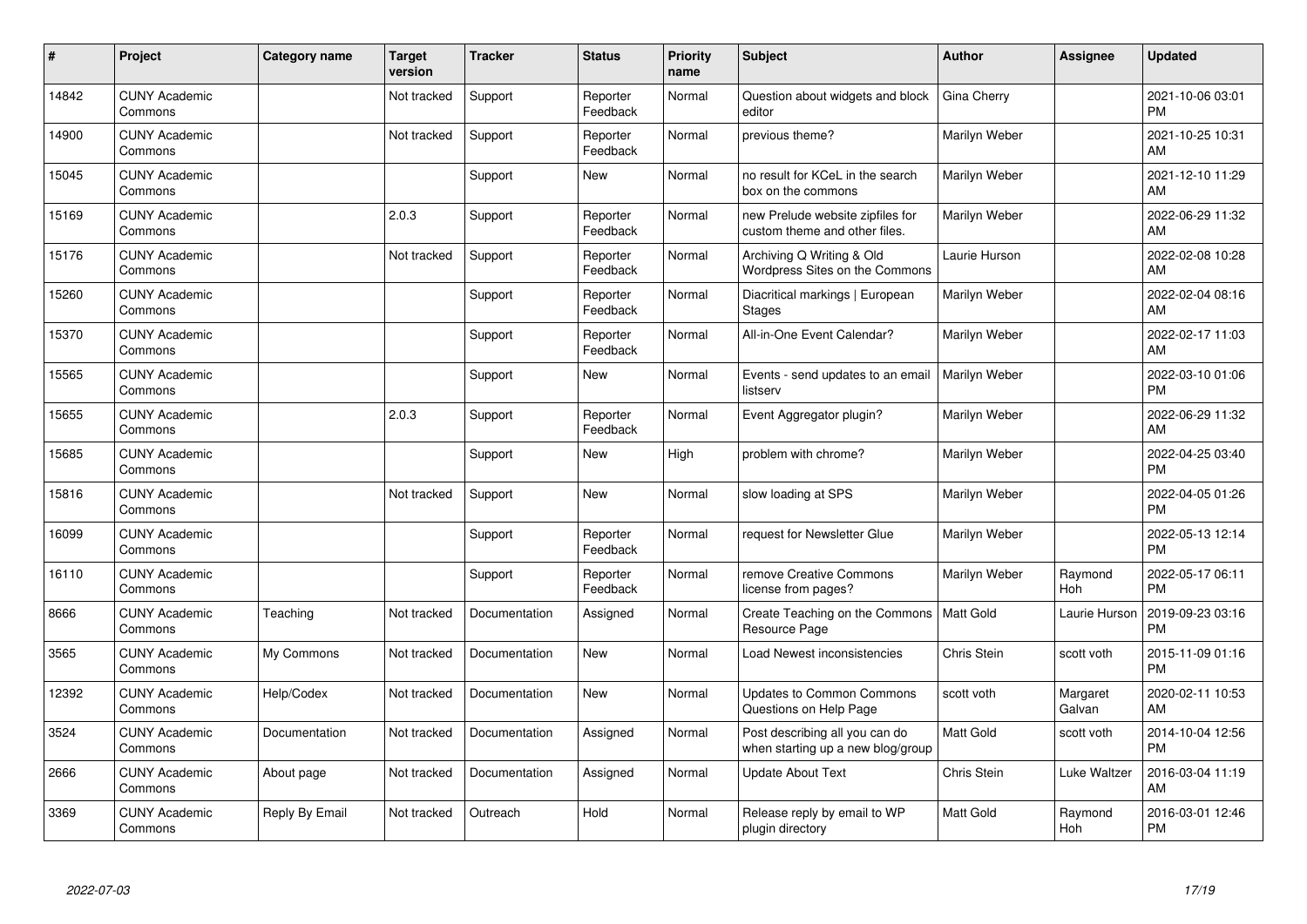| # | Project | Category name | Target version | Tracker | Status | Priority name | Subject | Author | Assignee | Updated |
|---|---|---|---|---|---|---|---|---|---|---|
| 14842 | CUNY Academic Commons | | Not tracked | Support | Reporter Feedback | Normal | Question about widgets and block editor | Gina Cherry | | 2021-10-06 03:01 PM |
| 14900 | CUNY Academic Commons | | Not tracked | Support | Reporter Feedback | Normal | previous theme? | Marilyn Weber | | 2021-10-25 10:31 AM |
| 15045 | CUNY Academic Commons | | | Support | New | Normal | no result for KCeL in the search box on the commons | Marilyn Weber | | 2021-12-10 11:29 AM |
| 15169 | CUNY Academic Commons | | 2.0.3 | Support | Reporter Feedback | Normal | new Prelude website zipfiles for custom theme and other files. | Marilyn Weber | | 2022-06-29 11:32 AM |
| 15176 | CUNY Academic Commons | | Not tracked | Support | Reporter Feedback | Normal | Archiving Q Writing & Old Wordpress Sites on the Commons | Laurie Hurson | | 2022-02-08 10:28 AM |
| 15260 | CUNY Academic Commons | | | Support | Reporter Feedback | Normal | Diacritical markings \| European Stages | Marilyn Weber | | 2022-02-04 08:16 AM |
| 15370 | CUNY Academic Commons | | | Support | Reporter Feedback | Normal | All-in-One Event Calendar? | Marilyn Weber | | 2022-02-17 11:03 AM |
| 15565 | CUNY Academic Commons | | | Support | New | Normal | Events - send updates to an email listserv | Marilyn Weber | | 2022-03-10 01:06 PM |
| 15655 | CUNY Academic Commons | | 2.0.3 | Support | Reporter Feedback | Normal | Event Aggregator plugin? | Marilyn Weber | | 2022-06-29 11:32 AM |
| 15685 | CUNY Academic Commons | | | Support | New | High | problem with chrome? | Marilyn Weber | | 2022-04-25 03:40 PM |
| 15816 | CUNY Academic Commons | | Not tracked | Support | New | Normal | slow loading at SPS | Marilyn Weber | | 2022-04-05 01:26 PM |
| 16099 | CUNY Academic Commons | | | Support | Reporter Feedback | Normal | request for Newsletter Glue | Marilyn Weber | | 2022-05-13 12:14 PM |
| 16110 | CUNY Academic Commons | | | Support | Reporter Feedback | Normal | remove Creative Commons license from pages? | Marilyn Weber | Raymond Hoh | 2022-05-17 06:11 PM |
| 8666 | CUNY Academic Commons | Teaching | Not tracked | Documentation | Assigned | Normal | Create Teaching on the Commons Resource Page | Matt Gold | Laurie Hurson | 2019-09-23 03:16 PM |
| 3565 | CUNY Academic Commons | My Commons | Not tracked | Documentation | New | Normal | Load Newest inconsistencies | Chris Stein | scott voth | 2015-11-09 01:16 PM |
| 12392 | CUNY Academic Commons | Help/Codex | Not tracked | Documentation | New | Normal | Updates to Common Commons Questions on Help Page | scott voth | Margaret Galvan | 2020-02-11 10:53 AM |
| 3524 | CUNY Academic Commons | Documentation | Not tracked | Documentation | Assigned | Normal | Post describing all you can do when starting up a new blog/group | Matt Gold | scott voth | 2014-10-04 12:56 PM |
| 2666 | CUNY Academic Commons | About page | Not tracked | Documentation | Assigned | Normal | Update About Text | Chris Stein | Luke Waltzer | 2016-03-04 11:19 AM |
| 3369 | CUNY Academic Commons | Reply By Email | Not tracked | Outreach | Hold | Normal | Release reply by email to WP plugin directory | Matt Gold | Raymond Hoh | 2016-03-01 12:46 PM |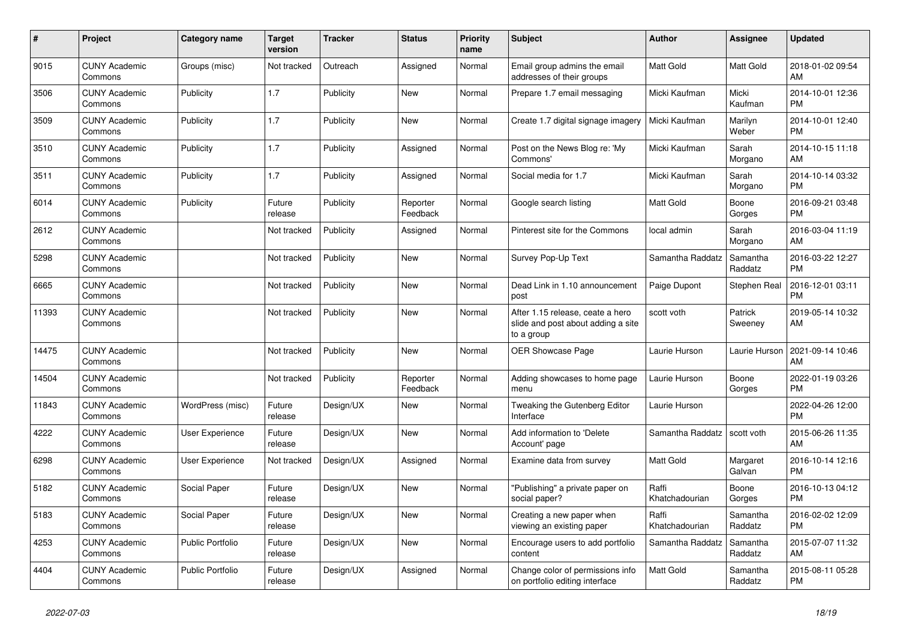| # | Project | Category name | Target version | Tracker | Status | Priority name | Subject | Author | Assignee | Updated |
|---|---|---|---|---|---|---|---|---|---|---|
| 9015 | CUNY Academic Commons | Groups (misc) | Not tracked | Outreach | Assigned | Normal | Email group admins the email addresses of their groups | Matt Gold | Matt Gold | 2018-01-02 09:54 AM |
| 3506 | CUNY Academic Commons | Publicity | 1.7 | Publicity | New | Normal | Prepare 1.7 email messaging | Micki Kaufman | Micki Kaufman | 2014-10-01 12:36 PM |
| 3509 | CUNY Academic Commons | Publicity | 1.7 | Publicity | New | Normal | Create 1.7 digital signage imagery | Micki Kaufman | Marilyn Weber | 2014-10-01 12:40 PM |
| 3510 | CUNY Academic Commons | Publicity | 1.7 | Publicity | Assigned | Normal | Post on the News Blog re: 'My Commons' | Micki Kaufman | Sarah Morgano | 2014-10-15 11:18 AM |
| 3511 | CUNY Academic Commons | Publicity | 1.7 | Publicity | Assigned | Normal | Social media for 1.7 | Micki Kaufman | Sarah Morgano | 2014-10-14 03:32 PM |
| 6014 | CUNY Academic Commons | Publicity | Future release | Publicity | Reporter Feedback | Normal | Google search listing | Matt Gold | Boone Gorges | 2016-09-21 03:48 PM |
| 2612 | CUNY Academic Commons | | Not tracked | Publicity | Assigned | Normal | Pinterest site for the Commons | local admin | Sarah Morgano | 2016-03-04 11:19 AM |
| 5298 | CUNY Academic Commons | | Not tracked | Publicity | New | Normal | Survey Pop-Up Text | Samantha Raddatz | Samantha Raddatz | 2016-03-22 12:27 PM |
| 6665 | CUNY Academic Commons | | Not tracked | Publicity | New | Normal | Dead Link in 1.10 announcement post | Paige Dupont | Stephen Real | 2016-12-01 03:11 PM |
| 11393 | CUNY Academic Commons | | Not tracked | Publicity | New | Normal | After 1.15 release, ceate a hero slide and post about adding a site to a group | scott voth | Patrick Sweeney | 2019-05-14 10:32 AM |
| 14475 | CUNY Academic Commons | | Not tracked | Publicity | New | Normal | OER Showcase Page | Laurie Hurson | Laurie Hurson | 2021-09-14 10:46 AM |
| 14504 | CUNY Academic Commons | | Not tracked | Publicity | Reporter Feedback | Normal | Adding showcases to home page menu | Laurie Hurson | Boone Gorges | 2022-01-19 03:26 PM |
| 11843 | CUNY Academic Commons | WordPress (misc) | Future release | Design/UX | New | Normal | Tweaking the Gutenberg Editor Interface | Laurie Hurson | | 2022-04-26 12:00 PM |
| 4222 | CUNY Academic Commons | User Experience | Future release | Design/UX | New | Normal | Add information to 'Delete Account' page | Samantha Raddatz | scott voth | 2015-06-26 11:35 AM |
| 6298 | CUNY Academic Commons | User Experience | Not tracked | Design/UX | Assigned | Normal | Examine data from survey | Matt Gold | Margaret Galvan | 2016-10-14 12:16 PM |
| 5182 | CUNY Academic Commons | Social Paper | Future release | Design/UX | New | Normal | "Publishing" a private paper on social paper? | Raffi Khatchadourian | Boone Gorges | 2016-10-13 04:12 PM |
| 5183 | CUNY Academic Commons | Social Paper | Future release | Design/UX | New | Normal | Creating a new paper when viewing an existing paper | Raffi Khatchadourian | Samantha Raddatz | 2016-02-02 12:09 PM |
| 4253 | CUNY Academic Commons | Public Portfolio | Future release | Design/UX | New | Normal | Encourage users to add portfolio content | Samantha Raddatz | Samantha Raddatz | 2015-07-07 11:32 AM |
| 4404 | CUNY Academic Commons | Public Portfolio | Future release | Design/UX | Assigned | Normal | Change color of permissions info on portfolio editing interface | Matt Gold | Samantha Raddatz | 2015-08-11 05:28 PM |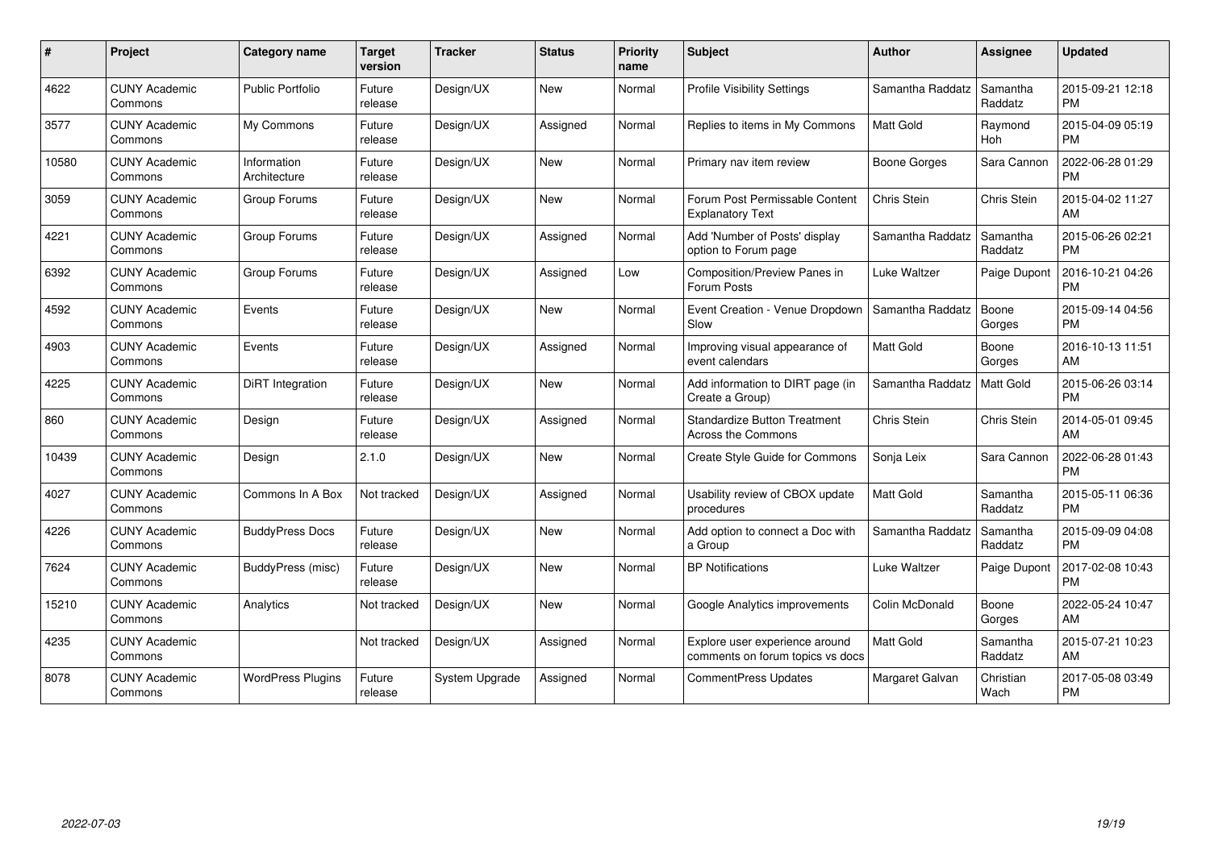| # | Project | Category name | Target version | Tracker | Status | Priority name | Subject | Author | Assignee | Updated |
|---|---|---|---|---|---|---|---|---|---|---|
| 4622 | CUNY Academic Commons | Public Portfolio | Future release | Design/UX | New | Normal | Profile Visibility Settings | Samantha Raddatz | Samantha Raddatz | 2015-09-21 12:18 PM |
| 3577 | CUNY Academic Commons | My Commons | Future release | Design/UX | Assigned | Normal | Replies to items in My Commons | Matt Gold | Raymond Hoh | 2015-04-09 05:19 PM |
| 10580 | CUNY Academic Commons | Information Architecture | Future release | Design/UX | New | Normal | Primary nav item review | Boone Gorges | Sara Cannon | 2022-06-28 01:29 PM |
| 3059 | CUNY Academic Commons | Group Forums | Future release | Design/UX | New | Normal | Forum Post Permissable Content Explanatory Text | Chris Stein | Chris Stein | 2015-04-02 11:27 AM |
| 4221 | CUNY Academic Commons | Group Forums | Future release | Design/UX | Assigned | Normal | Add 'Number of Posts' display option to Forum page | Samantha Raddatz | Samantha Raddatz | 2015-06-26 02:21 PM |
| 6392 | CUNY Academic Commons | Group Forums | Future release | Design/UX | Assigned | Low | Composition/Preview Panes in Forum Posts | Luke Waltzer | Paige Dupont | 2016-10-21 04:26 PM |
| 4592 | CUNY Academic Commons | Events | Future release | Design/UX | New | Normal | Event Creation - Venue Dropdown Slow | Samantha Raddatz | Boone Gorges | 2015-09-14 04:56 PM |
| 4903 | CUNY Academic Commons | Events | Future release | Design/UX | Assigned | Normal | Improving visual appearance of event calendars | Matt Gold | Boone Gorges | 2016-10-13 11:51 AM |
| 4225 | CUNY Academic Commons | DiRT Integration | Future release | Design/UX | New | Normal | Add information to DIRT page (in Create a Group) | Samantha Raddatz | Matt Gold | 2015-06-26 03:14 PM |
| 860 | CUNY Academic Commons | Design | Future release | Design/UX | Assigned | Normal | Standardize Button Treatment Across the Commons | Chris Stein | Chris Stein | 2014-05-01 09:45 AM |
| 10439 | CUNY Academic Commons | Design | 2.1.0 | Design/UX | New | Normal | Create Style Guide for Commons | Sonja Leix | Sara Cannon | 2022-06-28 01:43 PM |
| 4027 | CUNY Academic Commons | Commons In A Box | Not tracked | Design/UX | Assigned | Normal | Usability review of CBOX update procedures | Matt Gold | Samantha Raddatz | 2015-05-11 06:36 PM |
| 4226 | CUNY Academic Commons | BuddyPress Docs | Future release | Design/UX | New | Normal | Add option to connect a Doc with a Group | Samantha Raddatz | Samantha Raddatz | 2015-09-09 04:08 PM |
| 7624 | CUNY Academic Commons | BuddyPress (misc) | Future release | Design/UX | New | Normal | BP Notifications | Luke Waltzer | Paige Dupont | 2017-02-08 10:43 PM |
| 15210 | CUNY Academic Commons | Analytics | Not tracked | Design/UX | New | Normal | Google Analytics improvements | Colin McDonald | Boone Gorges | 2022-05-24 10:47 AM |
| 4235 | CUNY Academic Commons | | Not tracked | Design/UX | Assigned | Normal | Explore user experience around comments on forum topics vs docs | Matt Gold | Samantha Raddatz | 2015-07-21 10:23 AM |
| 8078 | CUNY Academic Commons | WordPress Plugins | Future release | System Upgrade | Assigned | Normal | CommentPress Updates | Margaret Galvan | Christian Wach | 2017-05-08 03:49 PM |